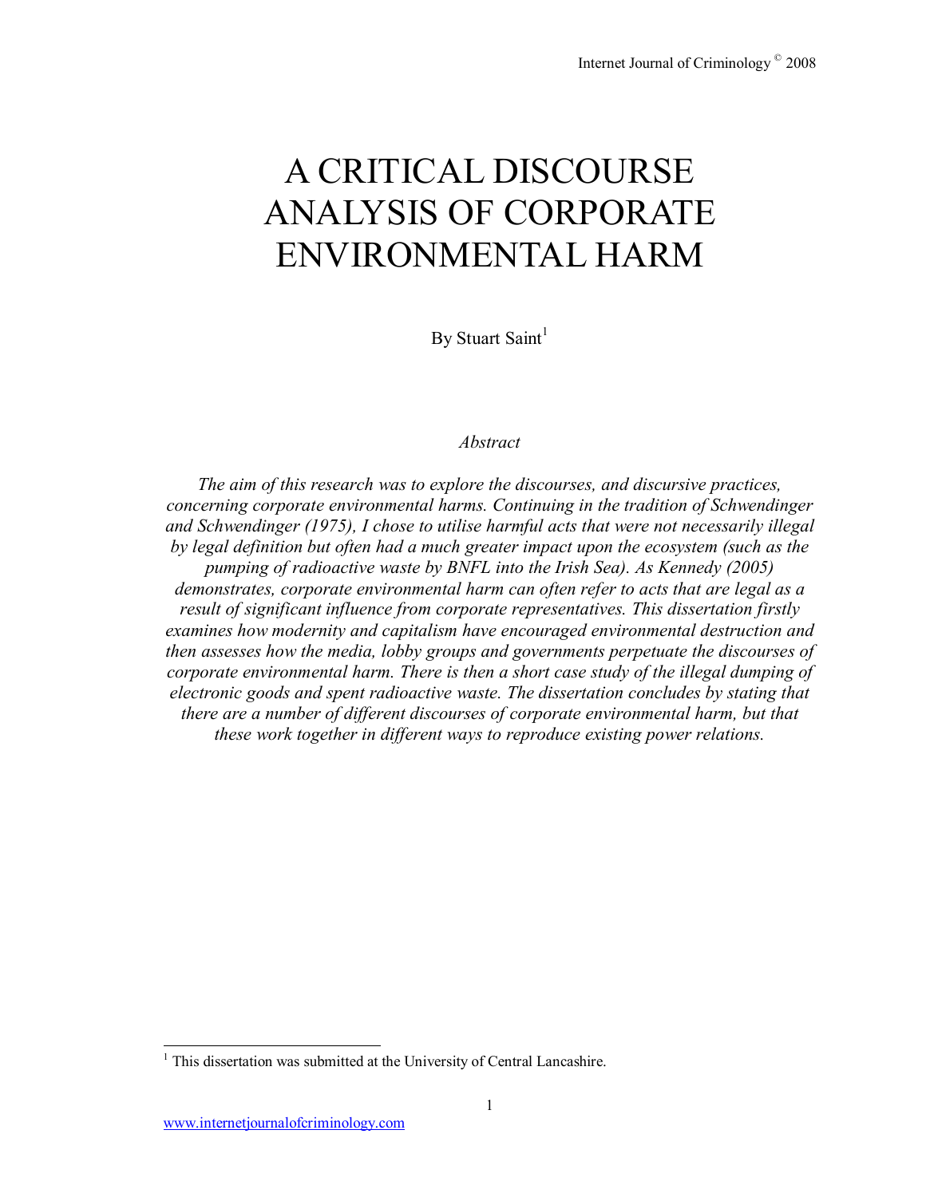# A CRITICAL DISCOURSE ANALYSIS OF CORPORATE ENVIRONMENTAL HARM

By Stuart Saint[1]

*Abstract*

*The aim of this research was to explore the discourses, and discursive practices, concerning corporate environmental harms. Continuing in the tradition of Schwendinger and Schwendinger (1975), I chose to utilise harmful acts that were not necessarily illegal by legal definition but often had a much greater impact upon the ecosystem (such as the pumping of radioactive waste by BNFL into the Irish Sea). As Kennedy (2005) demonstrates, corporate environmental harm can often refer to acts that are legal as a result of significant influence from corporate representatives. This dissertation firstly examines how modernity and capitalism have encouraged environmental destruction and then assesses how the media, lobby groups and governments perpetuate the discourses of corporate environmental harm. There is then a short case study of the illegal dumping of electronic goods and spent radioactive waste. The dissertation concludes by stating that there are a number of different discourses of corporate environmental harm, but that these work together in different ways to reproduce existing power relations.*

[1] This dissertation was submitted at the University of Central Lancashire.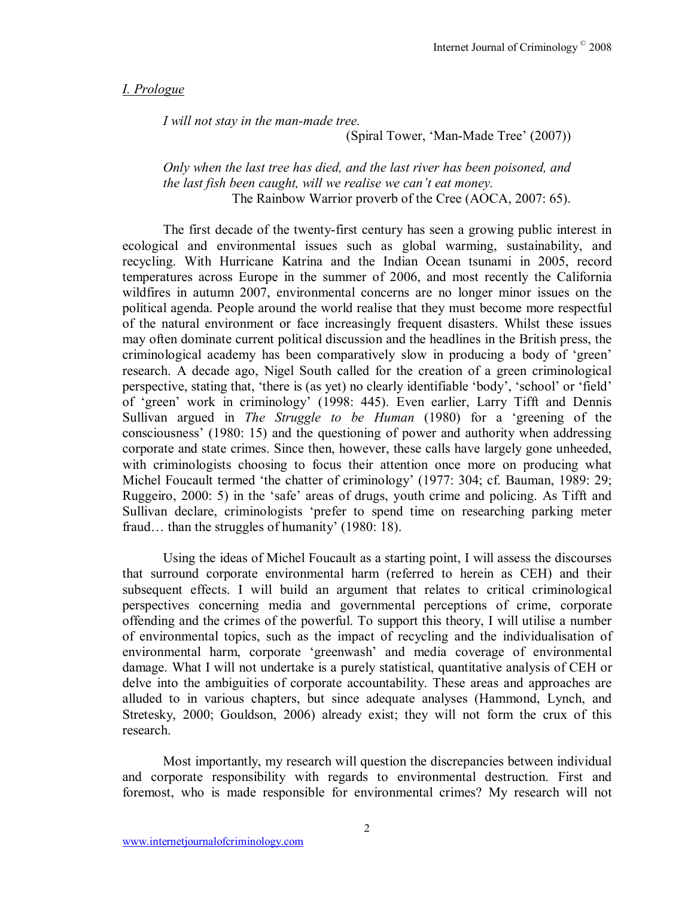## *I. Prologue*

> *I will not stay in the man-made tree.*
>
> (Spiral Tower, 'Man-Made Tree' (2007))

> *Only when the last tree has died, and the last river has been poisoned, and the last fish been caught, will we realise we can't eat money.*
>
> The Rainbow Warrior proverb of the Cree (AOCA, 2007: 65).

The first decade of the twenty-first century has seen a growing public interest in ecological and environmental issues such as global warming, sustainability, and recycling. With Hurricane Katrina and the Indian Ocean tsunami in 2005, record temperatures across Europe in the summer of 2006, and most recently the California wildfires in autumn 2007, environmental concerns are no longer minor issues on the political agenda. People around the world realise that they must become more respectful of the natural environment or face increasingly frequent disasters. Whilst these issues may often dominate current political discussion and the headlines in the British press, the criminological academy has been comparatively slow in producing a body of 'green' research. A decade ago, Nigel South called for the creation of a green criminological perspective, stating that, 'there is (as yet) no clearly identifiable 'body', 'school' or 'field' of 'green' work in criminology' (1998: 445). Even earlier, Larry Tifft and Dennis Sullivan argued in *The Struggle to be Human* (1980) for a 'greening of the consciousness' (1980: 15) and the questioning of power and authority when addressing corporate and state crimes. Since then, however, these calls have largely gone unheeded, with criminologists choosing to focus their attention once more on producing what Michel Foucault termed 'the chatter of criminology' (1977: 304; cf. Bauman, 1989: 29; Ruggeiro, 2000: 5) in the 'safe' areas of drugs, youth crime and policing. As Tifft and Sullivan declare, criminologists 'prefer to spend time on researching parking meter fraud… than the struggles of humanity' (1980: 18).

Using the ideas of Michel Foucault as a starting point, I will assess the discourses that surround corporate environmental harm (referred to herein as CEH) and their subsequent effects. I will build an argument that relates to critical criminological perspectives concerning media and governmental perceptions of crime, corporate offending and the crimes of the powerful. To support this theory, I will utilise a number of environmental topics, such as the impact of recycling and the individualisation of environmental harm, corporate 'greenwash' and media coverage of environmental damage. What I will not undertake is a purely statistical, quantitative analysis of CEH or delve into the ambiguities of corporate accountability. These areas and approaches are alluded to in various chapters, but since adequate analyses (Hammond, Lynch, and Stretesky, 2000; Gouldson, 2006) already exist; they will not form the crux of this research.

Most importantly, my research will question the discrepancies between individual and corporate responsibility with regards to environmental destruction. First and foremost, who is made responsible for environmental crimes? My research will not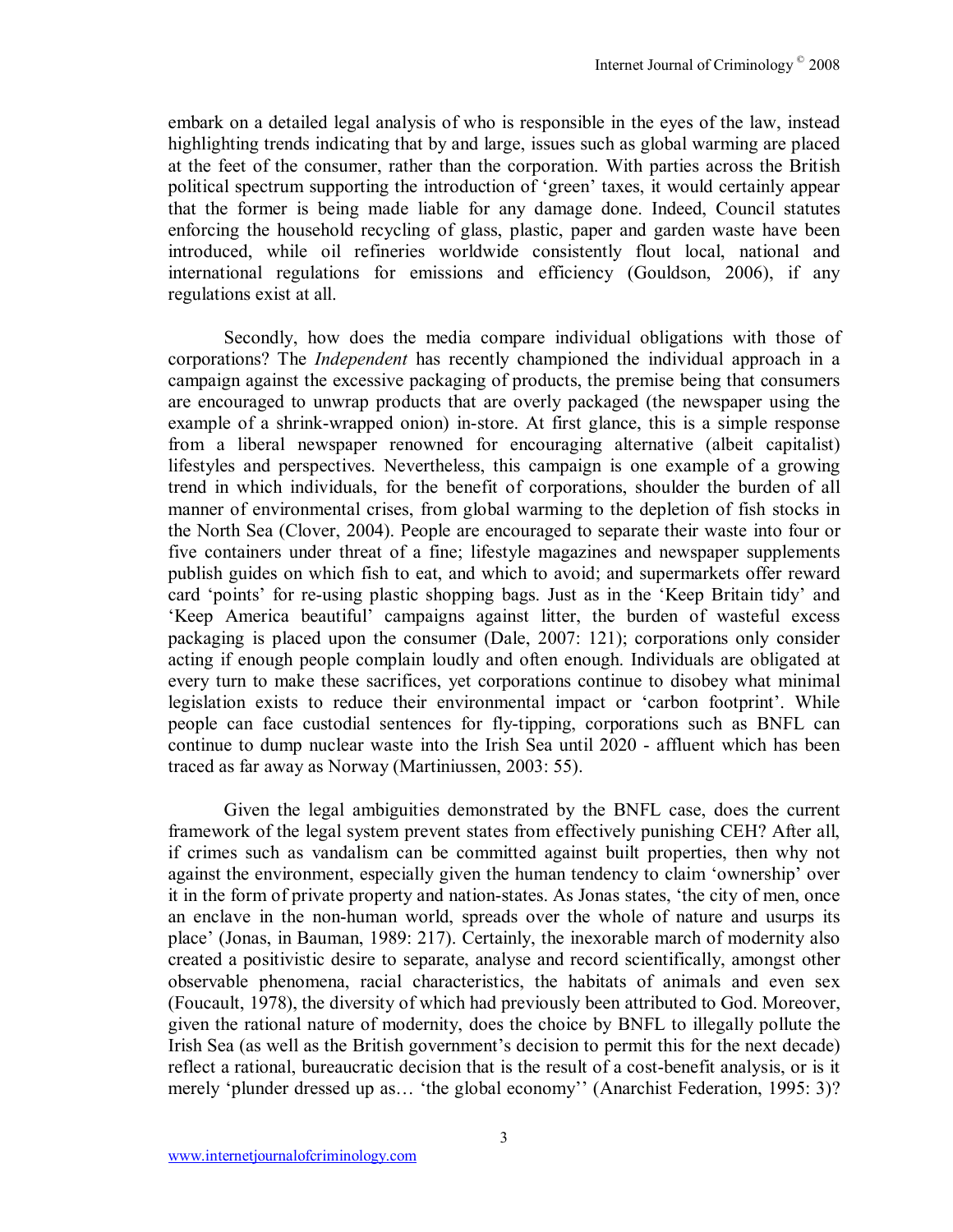embark on a detailed legal analysis of who is responsible in the eyes of the law, instead highlighting trends indicating that by and large, issues such as global warming are placed at the feet of the consumer, rather than the corporation. With parties across the British political spectrum supporting the introduction of 'green' taxes, it would certainly appear that the former is being made liable for any damage done. Indeed, Council statutes enforcing the household recycling of glass, plastic, paper and garden waste have been introduced, while oil refineries worldwide consistently flout local, national and international regulations for emissions and efficiency (Gouldson, 2006), if any regulations exist at all.

Secondly, how does the media compare individual obligations with those of corporations? The *Independent* has recently championed the individual approach in a campaign against the excessive packaging of products, the premise being that consumers are encouraged to unwrap products that are overly packaged (the newspaper using the example of a shrink-wrapped onion) in-store. At first glance, this is a simple response from a liberal newspaper renowned for encouraging alternative (albeit capitalist) lifestyles and perspectives. Nevertheless, this campaign is one example of a growing trend in which individuals, for the benefit of corporations, shoulder the burden of all manner of environmental crises, from global warming to the depletion of fish stocks in the North Sea (Clover, 2004). People are encouraged to separate their waste into four or five containers under threat of a fine; lifestyle magazines and newspaper supplements publish guides on which fish to eat, and which to avoid; and supermarkets offer reward card 'points' for re-using plastic shopping bags. Just as in the 'Keep Britain tidy' and 'Keep America beautiful' campaigns against litter, the burden of wasteful excess packaging is placed upon the consumer (Dale, 2007: 121); corporations only consider acting if enough people complain loudly and often enough. Individuals are obligated at every turn to make these sacrifices, yet corporations continue to disobey what minimal legislation exists to reduce their environmental impact or 'carbon footprint'. While people can face custodial sentences for fly-tipping, corporations such as BNFL can continue to dump nuclear waste into the Irish Sea until 2020 - affluent which has been traced as far away as Norway (Martiniussen, 2003: 55).

Given the legal ambiguities demonstrated by the BNFL case, does the current framework of the legal system prevent states from effectively punishing CEH? After all, if crimes such as vandalism can be committed against built properties, then why not against the environment, especially given the human tendency to claim 'ownership' over it in the form of private property and nation-states. As Jonas states, 'the city of men, once an enclave in the non-human world, spreads over the whole of nature and usurps its place' (Jonas, in Bauman, 1989: 217). Certainly, the inexorable march of modernity also created a positivistic desire to separate, analyse and record scientifically, amongst other observable phenomena, racial characteristics, the habitats of animals and even sex (Foucault, 1978), the diversity of which had previously been attributed to God. Moreover, given the rational nature of modernity, does the choice by BNFL to illegally pollute the Irish Sea (as well as the British government's decision to permit this for the next decade) reflect a rational, bureaucratic decision that is the result of a cost-benefit analysis, or is it merely 'plunder dressed up as… 'the global economy'' (Anarchist Federation, 1995: 3)?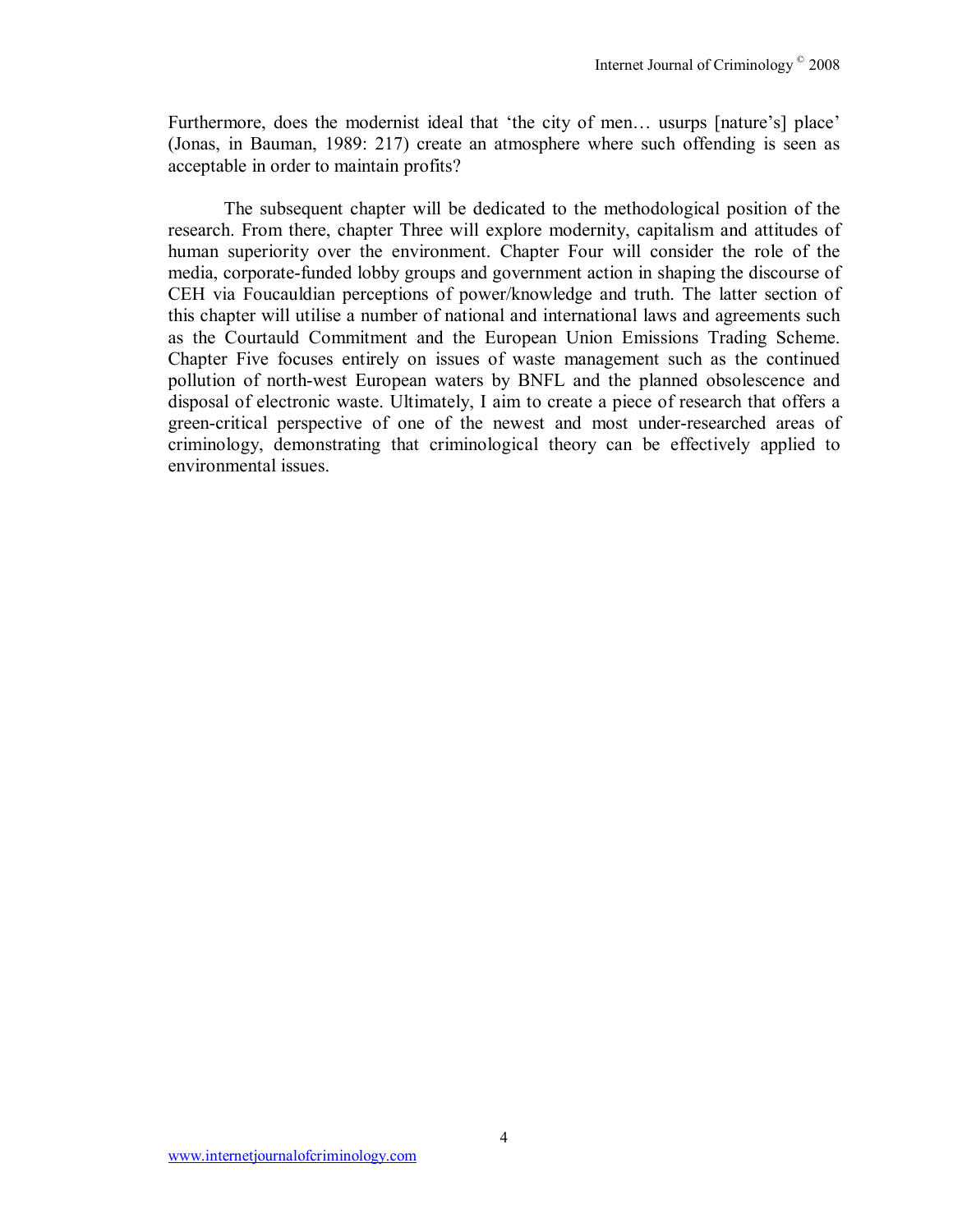Furthermore, does the modernist ideal that 'the city of men… usurps [nature's] place' (Jonas, in Bauman, 1989: 217) create an atmosphere where such offending is seen as acceptable in order to maintain profits?

The subsequent chapter will be dedicated to the methodological position of the research. From there, chapter Three will explore modernity, capitalism and attitudes of human superiority over the environment. Chapter Four will consider the role of the media, corporate-funded lobby groups and government action in shaping the discourse of CEH via Foucauldian perceptions of power/knowledge and truth. The latter section of this chapter will utilise a number of national and international laws and agreements such as the Courtauld Commitment and the European Union Emissions Trading Scheme. Chapter Five focuses entirely on issues of waste management such as the continued pollution of north-west European waters by BNFL and the planned obsolescence and disposal of electronic waste. Ultimately, I aim to create a piece of research that offers a green-critical perspective of one of the newest and most under-researched areas of criminology, demonstrating that criminological theory can be effectively applied to environmental issues.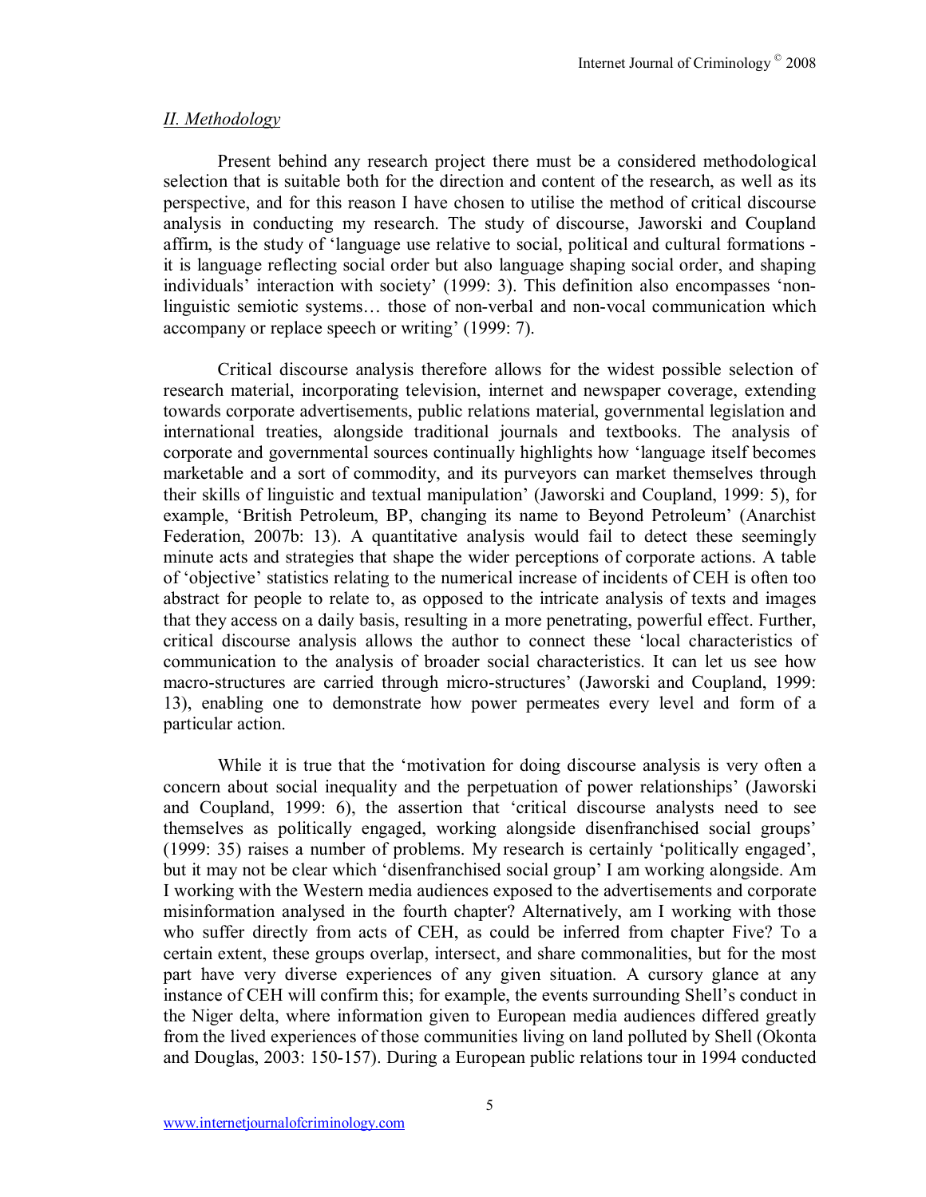## *II. Methodology*

Present behind any research project there must be a considered methodological selection that is suitable both for the direction and content of the research, as well as its perspective, and for this reason I have chosen to utilise the method of critical discourse analysis in conducting my research. The study of discourse, Jaworski and Coupland affirm, is the study of 'language use relative to social, political and cultural formations - it is language reflecting social order but also language shaping social order, and shaping individuals' interaction with society' (1999: 3). This definition also encompasses 'non-linguistic semiotic systems… those of non-verbal and non-vocal communication which accompany or replace speech or writing' (1999: 7).

Critical discourse analysis therefore allows for the widest possible selection of research material, incorporating television, internet and newspaper coverage, extending towards corporate advertisements, public relations material, governmental legislation and international treaties, alongside traditional journals and textbooks. The analysis of corporate and governmental sources continually highlights how 'language itself becomes marketable and a sort of commodity, and its purveyors can market themselves through their skills of linguistic and textual manipulation' (Jaworski and Coupland, 1999: 5), for example, 'British Petroleum, BP, changing its name to Beyond Petroleum' (Anarchist Federation, 2007b: 13). A quantitative analysis would fail to detect these seemingly minute acts and strategies that shape the wider perceptions of corporate actions. A table of 'objective' statistics relating to the numerical increase of incidents of CEH is often too abstract for people to relate to, as opposed to the intricate analysis of texts and images that they access on a daily basis, resulting in a more penetrating, powerful effect. Further, critical discourse analysis allows the author to connect these 'local characteristics of communication to the analysis of broader social characteristics. It can let us see how macro-structures are carried through micro-structures' (Jaworski and Coupland, 1999: 13), enabling one to demonstrate how power permeates every level and form of a particular action.

While it is true that the 'motivation for doing discourse analysis is very often a concern about social inequality and the perpetuation of power relationships' (Jaworski and Coupland, 1999: 6), the assertion that 'critical discourse analysts need to see themselves as politically engaged, working alongside disenfranchised social groups' (1999: 35) raises a number of problems. My research is certainly 'politically engaged', but it may not be clear which 'disenfranchised social group' I am working alongside. Am I working with the Western media audiences exposed to the advertisements and corporate misinformation analysed in the fourth chapter? Alternatively, am I working with those who suffer directly from acts of CEH, as could be inferred from chapter Five? To a certain extent, these groups overlap, intersect, and share commonalities, but for the most part have very diverse experiences of any given situation. A cursory glance at any instance of CEH will confirm this; for example, the events surrounding Shell's conduct in the Niger delta, where information given to European media audiences differed greatly from the lived experiences of those communities living on land polluted by Shell (Okonta and Douglas, 2003: 150-157). During a European public relations tour in 1994 conducted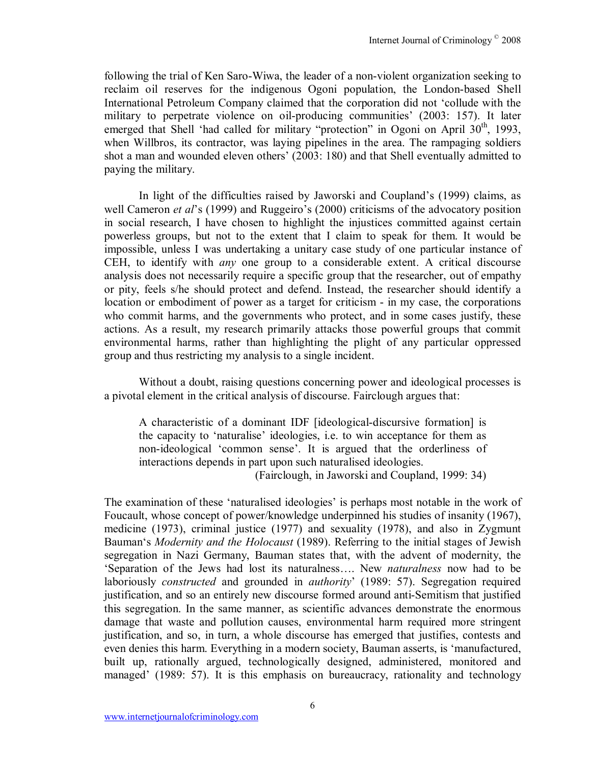following the trial of Ken Saro-Wiwa, the leader of a non-violent organization seeking to reclaim oil reserves for the indigenous Ogoni population, the London-based Shell International Petroleum Company claimed that the corporation did not 'collude with the military to perpetrate violence on oil-producing communities' (2003: 157). It later emerged that Shell 'had called for military "protection" in Ogoni on April 30th, 1993, when Willbros, its contractor, was laying pipelines in the area. The rampaging soldiers shot a man and wounded eleven others' (2003: 180) and that Shell eventually admitted to paying the military.

In light of the difficulties raised by Jaworski and Coupland's (1999) claims, as well Cameron *et al*'s (1999) and Ruggeiro's (2000) criticisms of the advocatory position in social research, I have chosen to highlight the injustices committed against certain powerless groups, but not to the extent that I claim to speak for them. It would be impossible, unless I was undertaking a unitary case study of one particular instance of CEH, to identify with *any* one group to a considerable extent. A critical discourse analysis does not necessarily require a specific group that the researcher, out of empathy or pity, feels s/he should protect and defend. Instead, the researcher should identify a location or embodiment of power as a target for criticism - in my case, the corporations who commit harms, and the governments who protect, and in some cases justify, these actions. As a result, my research primarily attacks those powerful groups that commit environmental harms, rather than highlighting the plight of any particular oppressed group and thus restricting my analysis to a single incident.

Without a doubt, raising questions concerning power and ideological processes is a pivotal element in the critical analysis of discourse. Fairclough argues that:

> A characteristic of a dominant IDF [ideological-discursive formation] is the capacity to 'naturalise' ideologies, i.e. to win acceptance for them as non-ideological 'common sense'. It is argued that the orderliness of interactions depends in part upon such naturalised ideologies.
>
> (Fairclough, in Jaworski and Coupland, 1999: 34)

The examination of these 'naturalised ideologies' is perhaps most notable in the work of Foucault, whose concept of power/knowledge underpinned his studies of insanity (1967), medicine (1973), criminal justice (1977) and sexuality (1978), and also in Zygmunt Bauman's *Modernity and the Holocaust* (1989). Referring to the initial stages of Jewish segregation in Nazi Germany, Bauman states that, with the advent of modernity, the 'Separation of the Jews had lost its naturalness…. New *naturalness* now had to be laboriously *constructed* and grounded in *authority*' (1989: 57). Segregation required justification, and so an entirely new discourse formed around anti-Semitism that justified this segregation. In the same manner, as scientific advances demonstrate the enormous damage that waste and pollution causes, environmental harm required more stringent justification, and so, in turn, a whole discourse has emerged that justifies, contests and even denies this harm. Everything in a modern society, Bauman asserts, is 'manufactured, built up, rationally argued, technologically designed, administered, monitored and managed' (1989: 57). It is this emphasis on bureaucracy, rationality and technology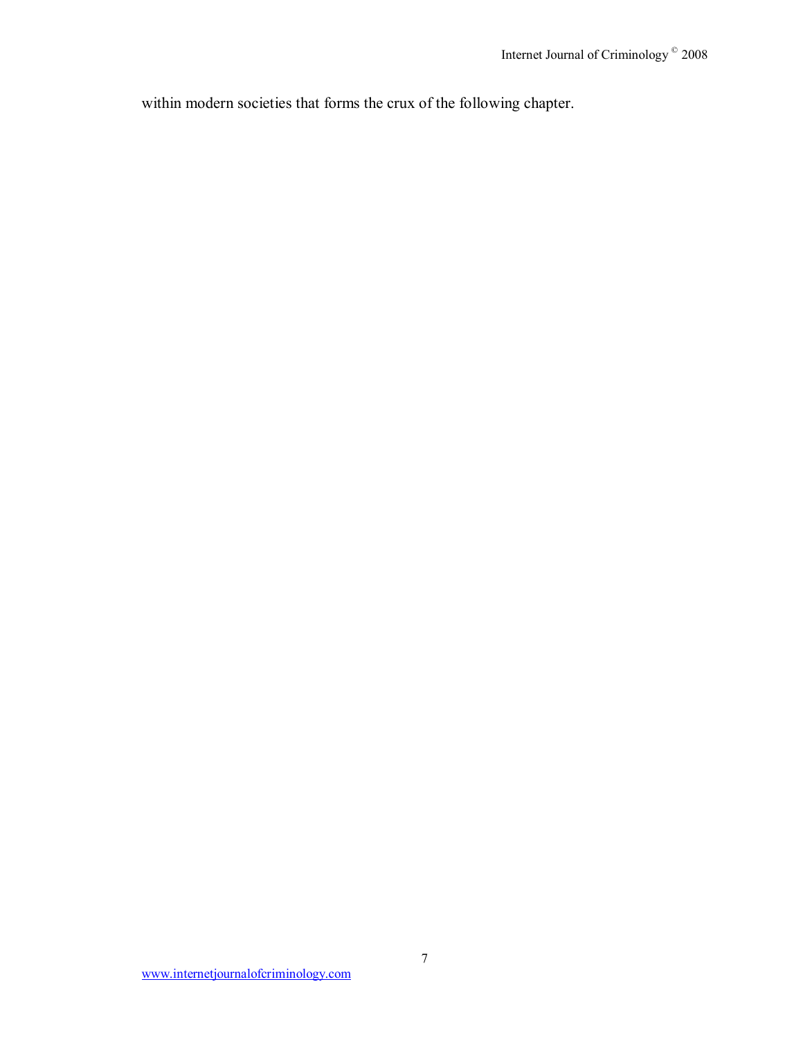within modern societies that forms the crux of the following chapter.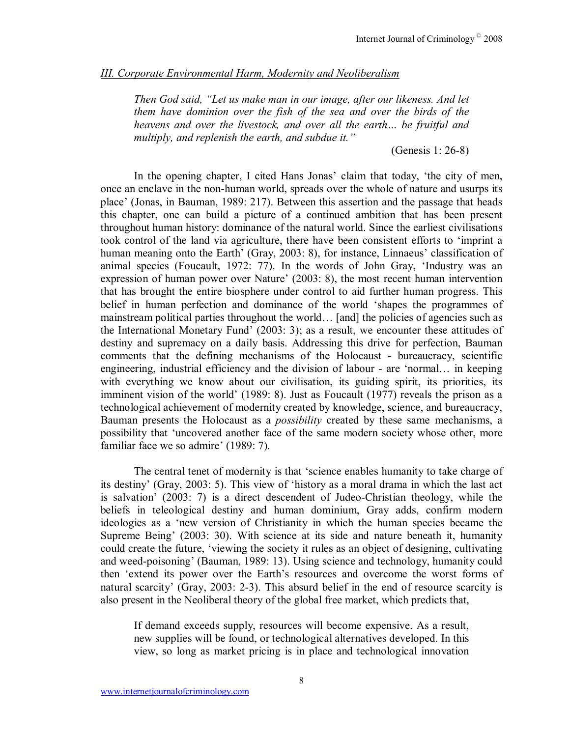### *III. Corporate Environmental Harm, Modernity and Neoliberalism*

> *Then God said, "Let us make man in our image, after our likeness. And let them have dominion over the fish of the sea and over the birds of the heavens and over the livestock, and over all the earth… be fruitful and multiply, and replenish the earth, and subdue it."*
>
> (Genesis 1: 26-8)

In the opening chapter, I cited Hans Jonas' claim that today, 'the city of men, once an enclave in the non-human world, spreads over the whole of nature and usurps its place' (Jonas, in Bauman, 1989: 217). Between this assertion and the passage that heads this chapter, one can build a picture of a continued ambition that has been present throughout human history: dominance of the natural world. Since the earliest civilisations took control of the land via agriculture, there have been consistent efforts to 'imprint a human meaning onto the Earth' (Gray, 2003: 8), for instance, Linnaeus' classification of animal species (Foucault, 1972: 77). In the words of John Gray, 'Industry was an expression of human power over Nature' (2003: 8), the most recent human intervention that has brought the entire biosphere under control to aid further human progress. This belief in human perfection and dominance of the world 'shapes the programmes of mainstream political parties throughout the world… [and] the policies of agencies such as the International Monetary Fund' (2003: 3); as a result, we encounter these attitudes of destiny and supremacy on a daily basis. Addressing this drive for perfection, Bauman comments that the defining mechanisms of the Holocaust - bureaucracy, scientific engineering, industrial efficiency and the division of labour - are 'normal… in keeping with everything we know about our civilisation, its guiding spirit, its priorities, its imminent vision of the world' (1989: 8). Just as Foucault (1977) reveals the prison as a technological achievement of modernity created by knowledge, science, and bureaucracy, Bauman presents the Holocaust as a *possibility* created by these same mechanisms, a possibility that 'uncovered another face of the same modern society whose other, more familiar face we so admire' (1989: 7).

The central tenet of modernity is that 'science enables humanity to take charge of its destiny' (Gray, 2003: 5). This view of 'history as a moral drama in which the last act is salvation' (2003: 7) is a direct descendent of Judeo-Christian theology, while the beliefs in teleological destiny and human dominium, Gray adds, confirm modern ideologies as a 'new version of Christianity in which the human species became the Supreme Being' (2003: 30). With science at its side and nature beneath it, humanity could create the future, 'viewing the society it rules as an object of designing, cultivating and weed-poisoning' (Bauman, 1989: 13). Using science and technology, humanity could then 'extend its power over the Earth's resources and overcome the worst forms of natural scarcity' (Gray, 2003: 2-3). This absurd belief in the end of resource scarcity is also present in the Neoliberal theory of the global free market, which predicts that,

> If demand exceeds supply, resources will become expensive. As a result, new supplies will be found, or technological alternatives developed. In this view, so long as market pricing is in place and technological innovation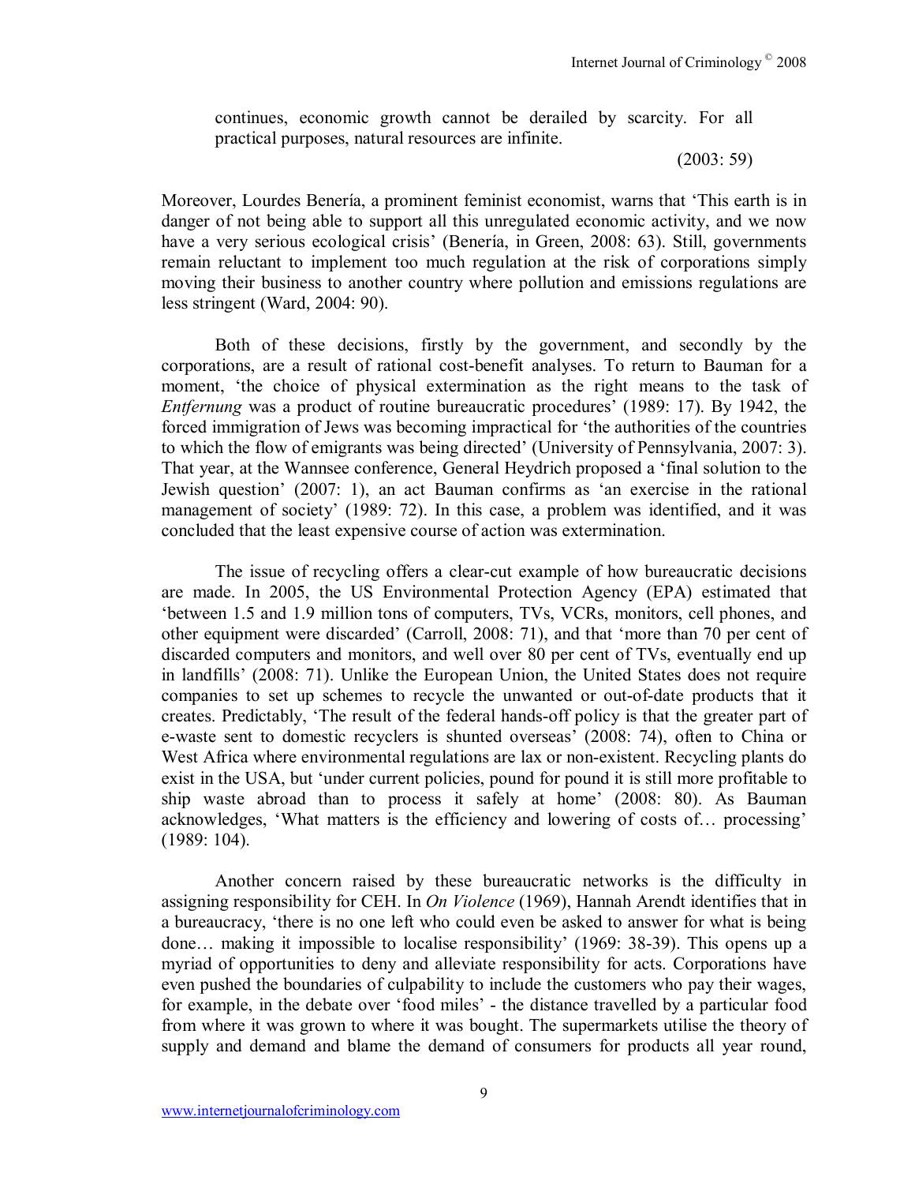> continues, economic growth cannot be derailed by scarcity. For all practical purposes, natural resources are infinite.
>
> (2003: 59)

Moreover, Lourdes Benería, a prominent feminist economist, warns that 'This earth is in danger of not being able to support all this unregulated economic activity, and we now have a very serious ecological crisis' (Benería, in Green, 2008: 63). Still, governments remain reluctant to implement too much regulation at the risk of corporations simply moving their business to another country where pollution and emissions regulations are less stringent (Ward, 2004: 90).

Both of these decisions, firstly by the government, and secondly by the corporations, are a result of rational cost-benefit analyses. To return to Bauman for a moment, 'the choice of physical extermination as the right means to the task of *Entfernung* was a product of routine bureaucratic procedures' (1989: 17). By 1942, the forced immigration of Jews was becoming impractical for 'the authorities of the countries to which the flow of emigrants was being directed' (University of Pennsylvania, 2007: 3). That year, at the Wannsee conference, General Heydrich proposed a 'final solution to the Jewish question' (2007: 1), an act Bauman confirms as 'an exercise in the rational management of society' (1989: 72). In this case, a problem was identified, and it was concluded that the least expensive course of action was extermination.

The issue of recycling offers a clear-cut example of how bureaucratic decisions are made. In 2005, the US Environmental Protection Agency (EPA) estimated that 'between 1.5 and 1.9 million tons of computers, TVs, VCRs, monitors, cell phones, and other equipment were discarded' (Carroll, 2008: 71), and that 'more than 70 per cent of discarded computers and monitors, and well over 80 per cent of TVs, eventually end up in landfills' (2008: 71). Unlike the European Union, the United States does not require companies to set up schemes to recycle the unwanted or out-of-date products that it creates. Predictably, 'The result of the federal hands-off policy is that the greater part of e-waste sent to domestic recyclers is shunted overseas' (2008: 74), often to China or West Africa where environmental regulations are lax or non-existent. Recycling plants do exist in the USA, but 'under current policies, pound for pound it is still more profitable to ship waste abroad than to process it safely at home' (2008: 80). As Bauman acknowledges, 'What matters is the efficiency and lowering of costs of… processing' (1989: 104).

Another concern raised by these bureaucratic networks is the difficulty in assigning responsibility for CEH. In *On Violence* (1969), Hannah Arendt identifies that in a bureaucracy, 'there is no one left who could even be asked to answer for what is being done… making it impossible to localise responsibility' (1969: 38-39). This opens up a myriad of opportunities to deny and alleviate responsibility for acts. Corporations have even pushed the boundaries of culpability to include the customers who pay their wages, for example, in the debate over 'food miles' - the distance travelled by a particular food from where it was grown to where it was bought. The supermarkets utilise the theory of supply and demand and blame the demand of consumers for products all year round,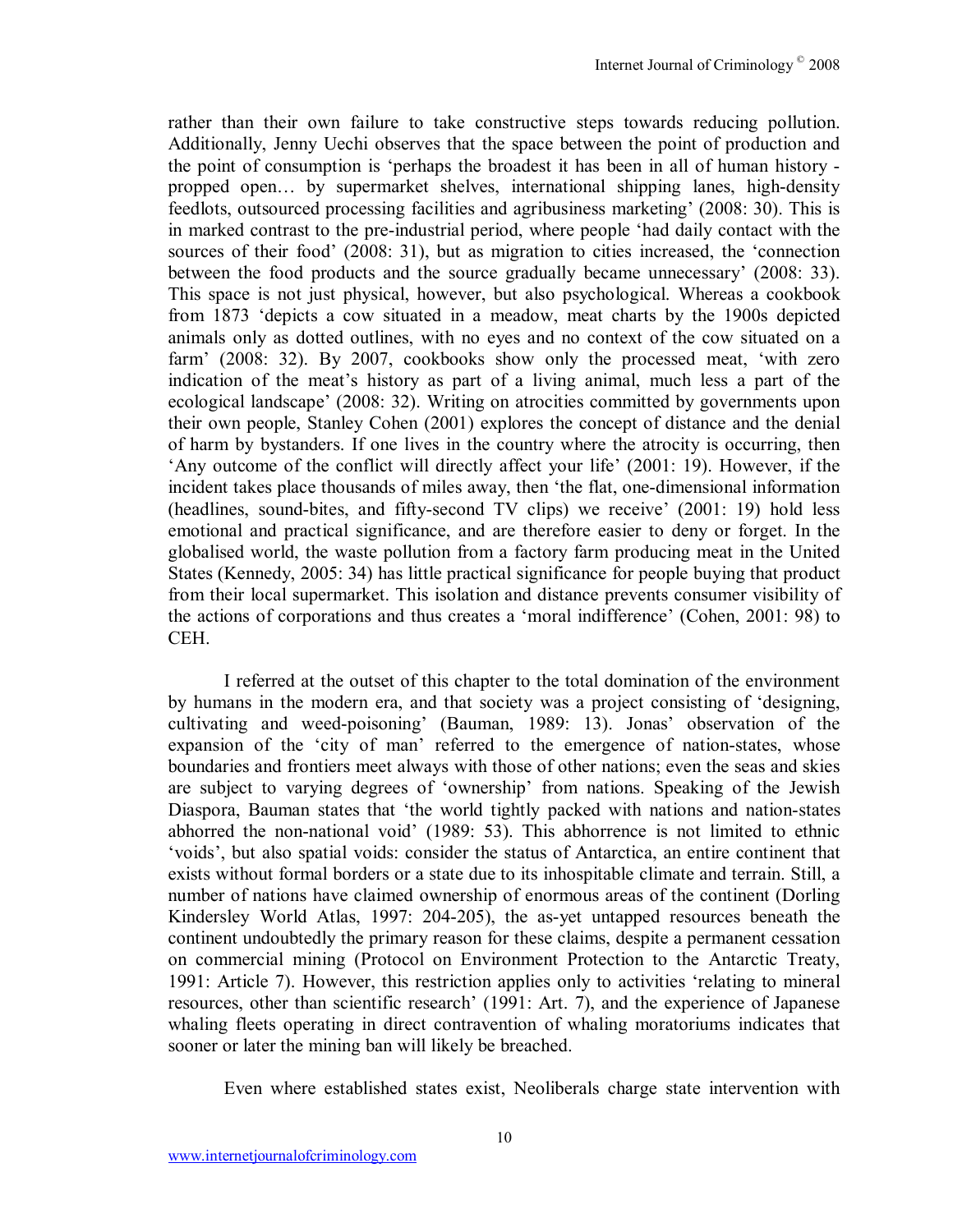rather than their own failure to take constructive steps towards reducing pollution. Additionally, Jenny Uechi observes that the space between the point of production and the point of consumption is 'perhaps the broadest it has been in all of human history - propped open… by supermarket shelves, international shipping lanes, high-density feedlots, outsourced processing facilities and agribusiness marketing' (2008: 30). This is in marked contrast to the pre-industrial period, where people 'had daily contact with the sources of their food' (2008: 31), but as migration to cities increased, the 'connection between the food products and the source gradually became unnecessary' (2008: 33). This space is not just physical, however, but also psychological. Whereas a cookbook from 1873 'depicts a cow situated in a meadow, meat charts by the 1900s depicted animals only as dotted outlines, with no eyes and no context of the cow situated on a farm' (2008: 32). By 2007, cookbooks show only the processed meat, 'with zero indication of the meat's history as part of a living animal, much less a part of the ecological landscape' (2008: 32). Writing on atrocities committed by governments upon their own people, Stanley Cohen (2001) explores the concept of distance and the denial of harm by bystanders. If one lives in the country where the atrocity is occurring, then 'Any outcome of the conflict will directly affect your life' (2001: 19). However, if the incident takes place thousands of miles away, then 'the flat, one-dimensional information (headlines, sound-bites, and fifty-second TV clips) we receive' (2001: 19) hold less emotional and practical significance, and are therefore easier to deny or forget. In the globalised world, the waste pollution from a factory farm producing meat in the United States (Kennedy, 2005: 34) has little practical significance for people buying that product from their local supermarket. This isolation and distance prevents consumer visibility of the actions of corporations and thus creates a 'moral indifference' (Cohen, 2001: 98) to CEH.

I referred at the outset of this chapter to the total domination of the environment by humans in the modern era, and that society was a project consisting of 'designing, cultivating and weed-poisoning' (Bauman, 1989: 13). Jonas' observation of the expansion of the 'city of man' referred to the emergence of nation-states, whose boundaries and frontiers meet always with those of other nations; even the seas and skies are subject to varying degrees of 'ownership' from nations. Speaking of the Jewish Diaspora, Bauman states that 'the world tightly packed with nations and nation-states abhorred the non-national void' (1989: 53). This abhorrence is not limited to ethnic 'voids', but also spatial voids: consider the status of Antarctica, an entire continent that exists without formal borders or a state due to its inhospitable climate and terrain. Still, a number of nations have claimed ownership of enormous areas of the continent (Dorling Kindersley World Atlas, 1997: 204-205), the as-yet untapped resources beneath the continent undoubtedly the primary reason for these claims, despite a permanent cessation on commercial mining (Protocol on Environment Protection to the Antarctic Treaty, 1991: Article 7). However, this restriction applies only to activities 'relating to mineral resources, other than scientific research' (1991: Art. 7), and the experience of Japanese whaling fleets operating in direct contravention of whaling moratoriums indicates that sooner or later the mining ban will likely be breached.

Even where established states exist, Neoliberals charge state intervention with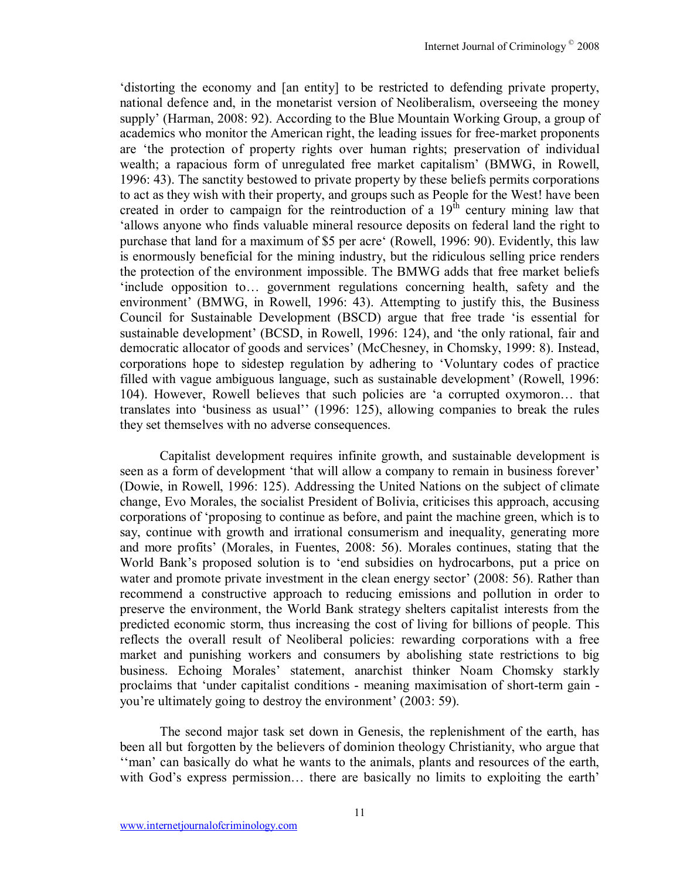'distorting the economy and [an entity] to be restricted to defending private property, national defence and, in the monetarist version of Neoliberalism, overseeing the money supply' (Harman, 2008: 92). According to the Blue Mountain Working Group, a group of academics who monitor the American right, the leading issues for free-market proponents are 'the protection of property rights over human rights; preservation of individual wealth; a rapacious form of unregulated free market capitalism' (BMWG, in Rowell, 1996: 43). The sanctity bestowed to private property by these beliefs permits corporations to act as they wish with their property, and groups such as People for the West! have been created in order to campaign for the reintroduction of a 19th century mining law that 'allows anyone who finds valuable mineral resource deposits on federal land the right to purchase that land for a maximum of $5 per acre' (Rowell, 1996: 90). Evidently, this law is enormously beneficial for the mining industry, but the ridiculous selling price renders the protection of the environment impossible. The BMWG adds that free market beliefs 'include opposition to… government regulations concerning health, safety and the environment' (BMWG, in Rowell, 1996: 43). Attempting to justify this, the Business Council for Sustainable Development (BSCD) argue that free trade 'is essential for sustainable development' (BCSD, in Rowell, 1996: 124), and 'the only rational, fair and democratic allocator of goods and services' (McChesney, in Chomsky, 1999: 8). Instead, corporations hope to sidestep regulation by adhering to 'Voluntary codes of practice filled with vague ambiguous language, such as sustainable development' (Rowell, 1996: 104). However, Rowell believes that such policies are 'a corrupted oxymoron… that translates into 'business as usual'' (1996: 125), allowing companies to break the rules they set themselves with no adverse consequences.

Capitalist development requires infinite growth, and sustainable development is seen as a form of development 'that will allow a company to remain in business forever' (Dowie, in Rowell, 1996: 125). Addressing the United Nations on the subject of climate change, Evo Morales, the socialist President of Bolivia, criticises this approach, accusing corporations of 'proposing to continue as before, and paint the machine green, which is to say, continue with growth and irrational consumerism and inequality, generating more and more profits' (Morales, in Fuentes, 2008: 56). Morales continues, stating that the World Bank's proposed solution is to 'end subsidies on hydrocarbons, put a price on water and promote private investment in the clean energy sector' (2008: 56). Rather than recommend a constructive approach to reducing emissions and pollution in order to preserve the environment, the World Bank strategy shelters capitalist interests from the predicted economic storm, thus increasing the cost of living for billions of people. This reflects the overall result of Neoliberal policies: rewarding corporations with a free market and punishing workers and consumers by abolishing state restrictions to big business. Echoing Morales' statement, anarchist thinker Noam Chomsky starkly proclaims that 'under capitalist conditions - meaning maximisation of short-term gain - you're ultimately going to destroy the environment' (2003: 59).

The second major task set down in Genesis, the replenishment of the earth, has been all but forgotten by the believers of dominion theology Christianity, who argue that ''man' can basically do what he wants to the animals, plants and resources of the earth, with God's express permission… there are basically no limits to exploiting the earth'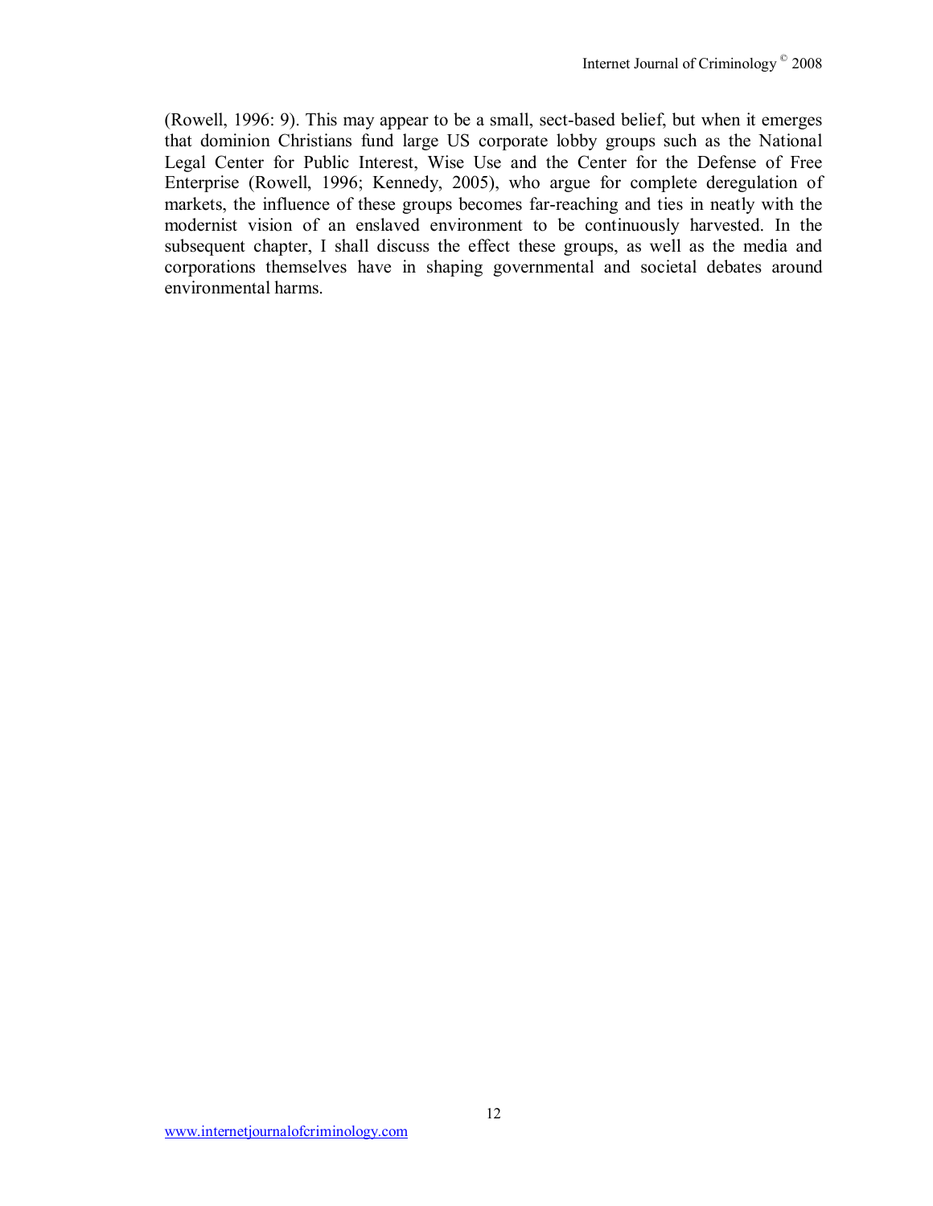(Rowell, 1996: 9). This may appear to be a small, sect-based belief, but when it emerges that dominion Christians fund large US corporate lobby groups such as the National Legal Center for Public Interest, Wise Use and the Center for the Defense of Free Enterprise (Rowell, 1996; Kennedy, 2005), who argue for complete deregulation of markets, the influence of these groups becomes far-reaching and ties in neatly with the modernist vision of an enslaved environment to be continuously harvested. In the subsequent chapter, I shall discuss the effect these groups, as well as the media and corporations themselves have in shaping governmental and societal debates around environmental harms.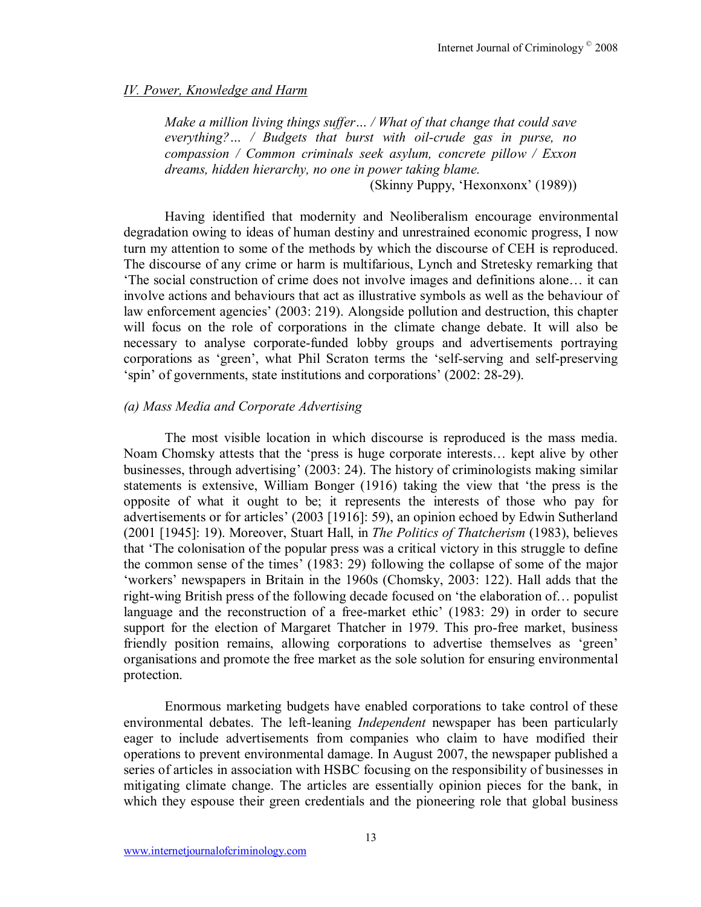## *IV. Power, Knowledge and Harm*

> *Make a million living things suffer… / What of that change that could save everything?… / Budgets that burst with oil-crude gas in purse, no compassion / Common criminals seek asylum, concrete pillow / Exxon dreams, hidden hierarchy, no one in power taking blame.*
>
> (Skinny Puppy, 'Hexonxonx' (1989))

Having identified that modernity and Neoliberalism encourage environmental degradation owing to ideas of human destiny and unrestrained economic progress, I now turn my attention to some of the methods by which the discourse of CEH is reproduced. The discourse of any crime or harm is multifarious, Lynch and Stretesky remarking that 'The social construction of crime does not involve images and definitions alone… it can involve actions and behaviours that act as illustrative symbols as well as the behaviour of law enforcement agencies' (2003: 219). Alongside pollution and destruction, this chapter will focus on the role of corporations in the climate change debate. It will also be necessary to analyse corporate-funded lobby groups and advertisements portraying corporations as 'green', what Phil Scraton terms the 'self-serving and self-preserving 'spin' of governments, state institutions and corporations' (2002: 28-29).

### *(a) Mass Media and Corporate Advertising*

The most visible location in which discourse is reproduced is the mass media. Noam Chomsky attests that the 'press is huge corporate interests… kept alive by other businesses, through advertising' (2003: 24). The history of criminologists making similar statements is extensive, William Bonger (1916) taking the view that 'the press is the opposite of what it ought to be; it represents the interests of those who pay for advertisements or for articles' (2003 [1916]: 59), an opinion echoed by Edwin Sutherland (2001 [1945]: 19). Moreover, Stuart Hall, in *The Politics of Thatcherism* (1983), believes that 'The colonisation of the popular press was a critical victory in this struggle to define the common sense of the times' (1983: 29) following the collapse of some of the major 'workers' newspapers in Britain in the 1960s (Chomsky, 2003: 122). Hall adds that the right-wing British press of the following decade focused on 'the elaboration of… populist language and the reconstruction of a free-market ethic' (1983: 29) in order to secure support for the election of Margaret Thatcher in 1979. This pro-free market, business friendly position remains, allowing corporations to advertise themselves as 'green' organisations and promote the free market as the sole solution for ensuring environmental protection.

Enormous marketing budgets have enabled corporations to take control of these environmental debates. The left-leaning *Independent* newspaper has been particularly eager to include advertisements from companies who claim to have modified their operations to prevent environmental damage. In August 2007, the newspaper published a series of articles in association with HSBC focusing on the responsibility of businesses in mitigating climate change. The articles are essentially opinion pieces for the bank, in which they espouse their green credentials and the pioneering role that global business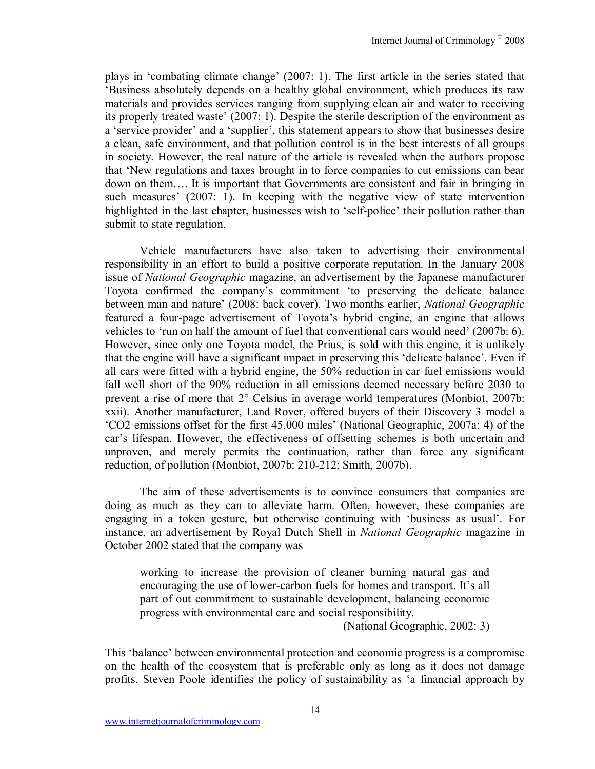plays in 'combating climate change' (2007: 1). The first article in the series stated that 'Business absolutely depends on a healthy global environment, which produces its raw materials and provides services ranging from supplying clean air and water to receiving its properly treated waste' (2007: 1). Despite the sterile description of the environment as a 'service provider' and a 'supplier', this statement appears to show that businesses desire a clean, safe environment, and that pollution control is in the best interests of all groups in society. However, the real nature of the article is revealed when the authors propose that 'New regulations and taxes brought in to force companies to cut emissions can bear down on them…. It is important that Governments are consistent and fair in bringing in such measures' (2007: 1). In keeping with the negative view of state intervention highlighted in the last chapter, businesses wish to 'self-police' their pollution rather than submit to state regulation.

Vehicle manufacturers have also taken to advertising their environmental responsibility in an effort to build a positive corporate reputation. In the January 2008 issue of *National Geographic* magazine, an advertisement by the Japanese manufacturer Toyota confirmed the company's commitment 'to preserving the delicate balance between man and nature' (2008: back cover). Two months earlier, *National Geographic* featured a four-page advertisement of Toyota's hybrid engine, an engine that allows vehicles to 'run on half the amount of fuel that conventional cars would need' (2007b: 6). However, since only one Toyota model, the Prius, is sold with this engine, it is unlikely that the engine will have a significant impact in preserving this 'delicate balance'. Even if all cars were fitted with a hybrid engine, the 50% reduction in car fuel emissions would fall well short of the 90% reduction in all emissions deemed necessary before 2030 to prevent a rise of more that 2° Celsius in average world temperatures (Monbiot, 2007b: xxii). Another manufacturer, Land Rover, offered buyers of their Discovery 3 model a 'CO2 emissions offset for the first 45,000 miles' (National Geographic, 2007a: 4) of the car's lifespan. However, the effectiveness of offsetting schemes is both uncertain and unproven, and merely permits the continuation, rather than force any significant reduction, of pollution (Monbiot, 2007b: 210-212; Smith, 2007b).

The aim of these advertisements is to convince consumers that companies are doing as much as they can to alleviate harm. Often, however, these companies are engaging in a token gesture, but otherwise continuing with 'business as usual'. For instance, an advertisement by Royal Dutch Shell in *National Geographic* magazine in October 2002 stated that the company was

> working to increase the provision of cleaner burning natural gas and encouraging the use of lower-carbon fuels for homes and transport. It's all part of out commitment to sustainable development, balancing economic progress with environmental care and social responsibility.
>
> (National Geographic, 2002: 3)

This 'balance' between environmental protection and economic progress is a compromise on the health of the ecosystem that is preferable only as long as it does not damage profits. Steven Poole identifies the policy of sustainability as 'a financial approach by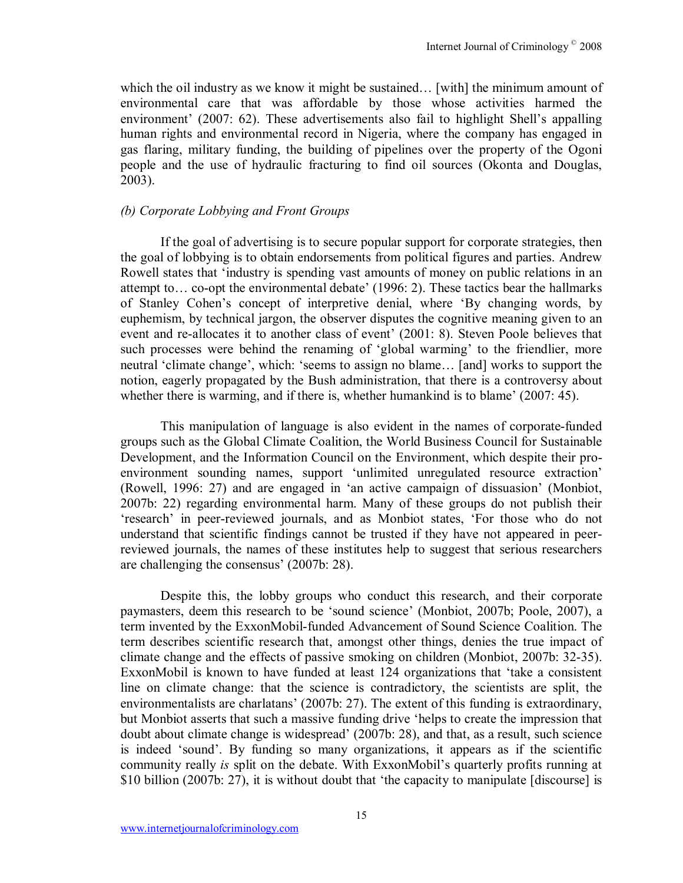which the oil industry as we know it might be sustained… [with] the minimum amount of environmental care that was affordable by those whose activities harmed the environment' (2007: 62). These advertisements also fail to highlight Shell's appalling human rights and environmental record in Nigeria, where the company has engaged in gas flaring, military funding, the building of pipelines over the property of the Ogoni people and the use of hydraulic fracturing to find oil sources (Okonta and Douglas, 2003).

*(b) Corporate Lobbying and Front Groups*

If the goal of advertising is to secure popular support for corporate strategies, then the goal of lobbying is to obtain endorsements from political figures and parties. Andrew Rowell states that 'industry is spending vast amounts of money on public relations in an attempt to… co-opt the environmental debate' (1996: 2). These tactics bear the hallmarks of Stanley Cohen's concept of interpretive denial, where 'By changing words, by euphemism, by technical jargon, the observer disputes the cognitive meaning given to an event and re-allocates it to another class of event' (2001: 8). Steven Poole believes that such processes were behind the renaming of 'global warming' to the friendlier, more neutral 'climate change', which: 'seems to assign no blame… [and] works to support the notion, eagerly propagated by the Bush administration, that there is a controversy about whether there is warming, and if there is, whether humankind is to blame' (2007: 45).

This manipulation of language is also evident in the names of corporate-funded groups such as the Global Climate Coalition, the World Business Council for Sustainable Development, and the Information Council on the Environment, which despite their pro-environment sounding names, support 'unlimited unregulated resource extraction' (Rowell, 1996: 27) and are engaged in 'an active campaign of dissuasion' (Monbiot, 2007b: 22) regarding environmental harm. Many of these groups do not publish their 'research' in peer-reviewed journals, and as Monbiot states, 'For those who do not understand that scientific findings cannot be trusted if they have not appeared in peer-reviewed journals, the names of these institutes help to suggest that serious researchers are challenging the consensus' (2007b: 28).

Despite this, the lobby groups who conduct this research, and their corporate paymasters, deem this research to be 'sound science' (Monbiot, 2007b; Poole, 2007), a term invented by the ExxonMobil-funded Advancement of Sound Science Coalition. The term describes scientific research that, amongst other things, denies the true impact of climate change and the effects of passive smoking on children (Monbiot, 2007b: 32-35). ExxonMobil is known to have funded at least 124 organizations that 'take a consistent line on climate change: that the science is contradictory, the scientists are split, the environmentalists are charlatans' (2007b: 27). The extent of this funding is extraordinary, but Monbiot asserts that such a massive funding drive 'helps to create the impression that doubt about climate change is widespread' (2007b: 28), and that, as a result, such science is indeed 'sound'. By funding so many organizations, it appears as if the scientific community really *is* split on the debate. With ExxonMobil's quarterly profits running at \$10 billion (2007b: 27), it is without doubt that 'the capacity to manipulate [discourse] is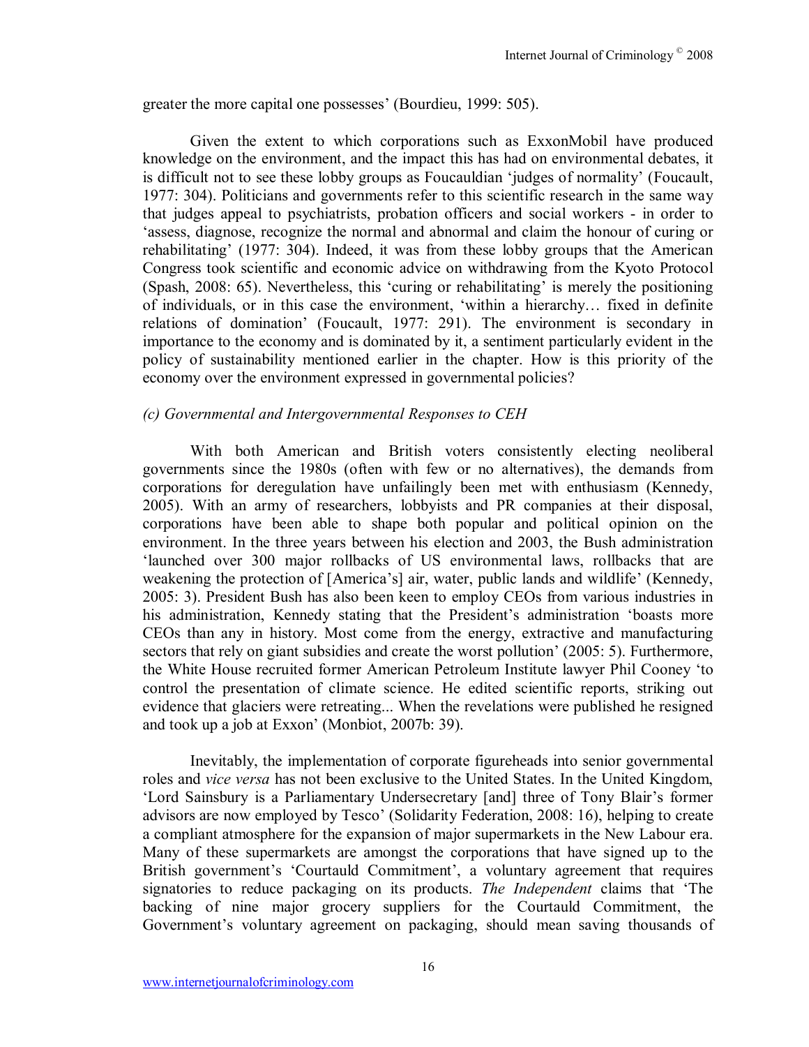greater the more capital one possesses' (Bourdieu, 1999: 505).

Given the extent to which corporations such as ExxonMobil have produced knowledge on the environment, and the impact this has had on environmental debates, it is difficult not to see these lobby groups as Foucauldian 'judges of normality' (Foucault, 1977: 304). Politicians and governments refer to this scientific research in the same way that judges appeal to psychiatrists, probation officers and social workers - in order to 'assess, diagnose, recognize the normal and abnormal and claim the honour of curing or rehabilitating' (1977: 304). Indeed, it was from these lobby groups that the American Congress took scientific and economic advice on withdrawing from the Kyoto Protocol (Spash, 2008: 65). Nevertheless, this 'curing or rehabilitating' is merely the positioning of individuals, or in this case the environment, 'within a hierarchy… fixed in definite relations of domination' (Foucault, 1977: 291). The environment is secondary in importance to the economy and is dominated by it, a sentiment particularly evident in the policy of sustainability mentioned earlier in the chapter. How is this priority of the economy over the environment expressed in governmental policies?

*(c) Governmental and Intergovernmental Responses to CEH*

With both American and British voters consistently electing neoliberal governments since the 1980s (often with few or no alternatives), the demands from corporations for deregulation have unfailingly been met with enthusiasm (Kennedy, 2005). With an army of researchers, lobbyists and PR companies at their disposal, corporations have been able to shape both popular and political opinion on the environment. In the three years between his election and 2003, the Bush administration 'launched over 300 major rollbacks of US environmental laws, rollbacks that are weakening the protection of [America's] air, water, public lands and wildlife' (Kennedy, 2005: 3). President Bush has also been keen to employ CEOs from various industries in his administration, Kennedy stating that the President's administration 'boasts more CEOs than any in history. Most come from the energy, extractive and manufacturing sectors that rely on giant subsidies and create the worst pollution' (2005: 5). Furthermore, the White House recruited former American Petroleum Institute lawyer Phil Cooney 'to control the presentation of climate science. He edited scientific reports, striking out evidence that glaciers were retreating... When the revelations were published he resigned and took up a job at Exxon' (Monbiot, 2007b: 39).

Inevitably, the implementation of corporate figureheads into senior governmental roles and *vice versa* has not been exclusive to the United States. In the United Kingdom, 'Lord Sainsbury is a Parliamentary Undersecretary [and] three of Tony Blair's former advisors are now employed by Tesco' (Solidarity Federation, 2008: 16), helping to create a compliant atmosphere for the expansion of major supermarkets in the New Labour era. Many of these supermarkets are amongst the corporations that have signed up to the British government's 'Courtauld Commitment', a voluntary agreement that requires signatories to reduce packaging on its products. *The Independent* claims that 'The backing of nine major grocery suppliers for the Courtauld Commitment, the Government's voluntary agreement on packaging, should mean saving thousands of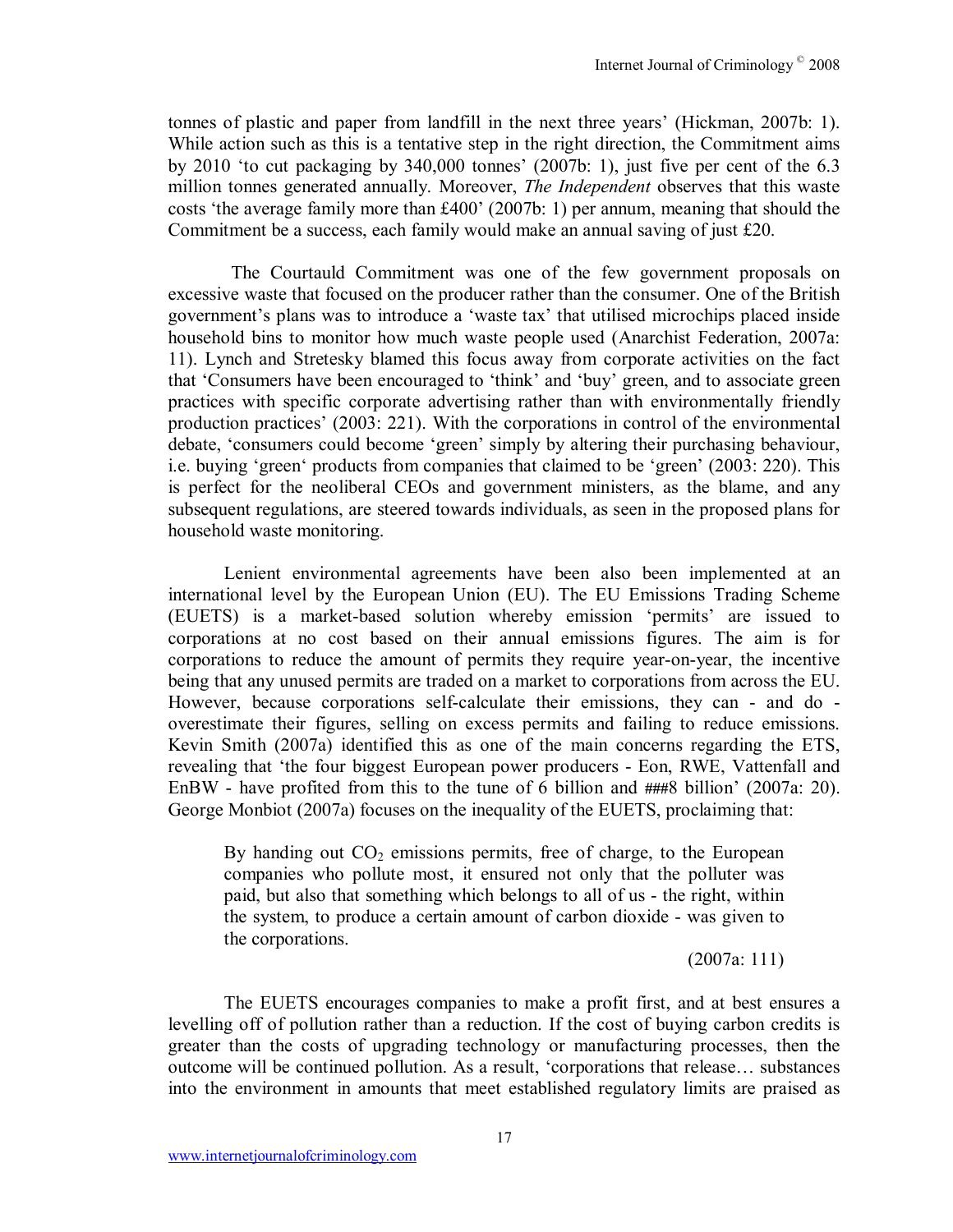tonnes of plastic and paper from landfill in the next three years' (Hickman, 2007b: 1). While action such as this is a tentative step in the right direction, the Commitment aims by 2010 'to cut packaging by 340,000 tonnes' (2007b: 1), just five per cent of the 6.3 million tonnes generated annually. Moreover, *The Independent* observes that this waste costs 'the average family more than £400' (2007b: 1) per annum, meaning that should the Commitment be a success, each family would make an annual saving of just £20.

The Courtauld Commitment was one of the few government proposals on excessive waste that focused on the producer rather than the consumer. One of the British government's plans was to introduce a 'waste tax' that utilised microchips placed inside household bins to monitor how much waste people used (Anarchist Federation, 2007a: 11). Lynch and Stretesky blamed this focus away from corporate activities on the fact that 'Consumers have been encouraged to 'think' and 'buy' green, and to associate green practices with specific corporate advertising rather than with environmentally friendly production practices' (2003: 221). With the corporations in control of the environmental debate, 'consumers could become 'green' simply by altering their purchasing behaviour, i.e. buying 'green' products from companies that claimed to be 'green' (2003: 220). This is perfect for the neoliberal CEOs and government ministers, as the blame, and any subsequent regulations, are steered towards individuals, as seen in the proposed plans for household waste monitoring.

Lenient environmental agreements have been also been implemented at an international level by the European Union (EU). The EU Emissions Trading Scheme (EUETS) is a market-based solution whereby emission 'permits' are issued to corporations at no cost based on their annual emissions figures. The aim is for corporations to reduce the amount of permits they require year-on-year, the incentive being that any unused permits are traded on a market to corporations from across the EU. However, because corporations self-calculate their emissions, they can - and do - overestimate their figures, selling on excess permits and failing to reduce emissions. Kevin Smith (2007a) identified this as one of the main concerns regarding the ETS, revealing that 'the four biggest European power producers - Eon, RWE, Vattenfall and EnBW - have profited from this to the tune of 6 billion and ###8 billion' (2007a: 20). George Monbiot (2007a) focuses on the inequality of the EUETS, proclaiming that:

> By handing out $CO_2$ emissions permits, free of charge, to the European companies who pollute most, it ensured not only that the polluter was paid, but also that something which belongs to all of us - the right, within the system, to produce a certain amount of carbon dioxide - was given to the corporations.
>
> (2007a: 111)

The EUETS encourages companies to make a profit first, and at best ensures a levelling off of pollution rather than a reduction. If the cost of buying carbon credits is greater than the costs of upgrading technology or manufacturing processes, then the outcome will be continued pollution. As a result, 'corporations that release… substances into the environment in amounts that meet established regulatory limits are praised as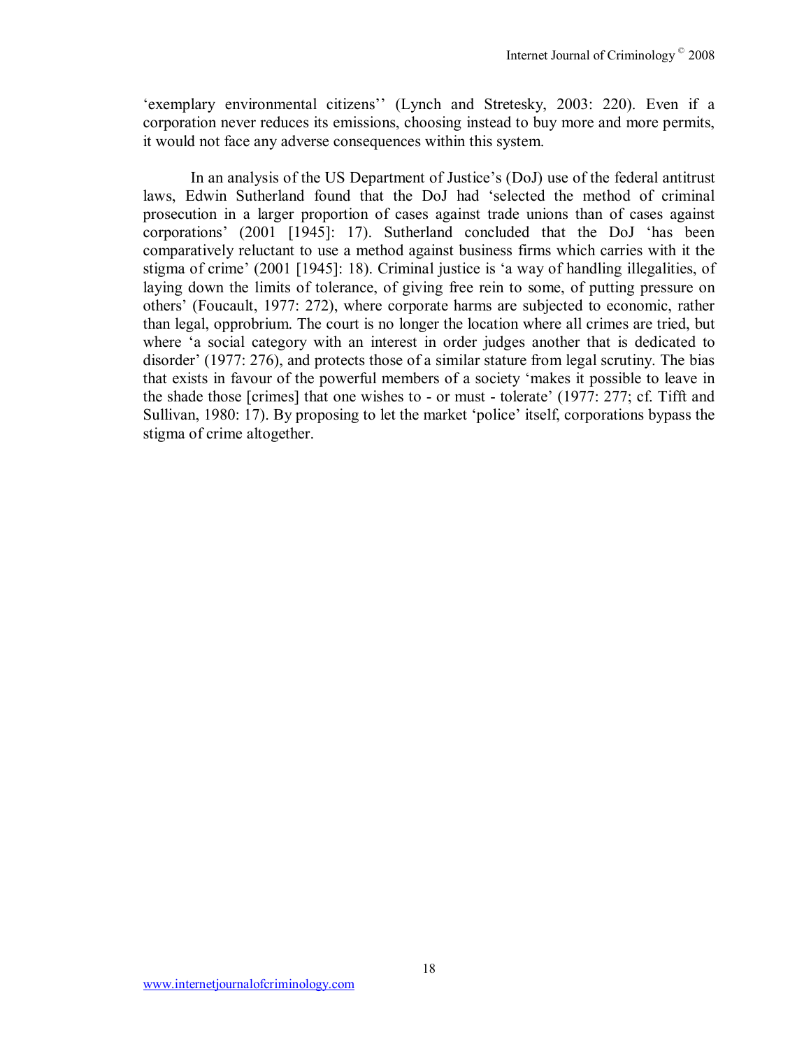'exemplary environmental citizens'' (Lynch and Stretesky, 2003: 220). Even if a corporation never reduces its emissions, choosing instead to buy more and more permits, it would not face any adverse consequences within this system.

In an analysis of the US Department of Justice's (DoJ) use of the federal antitrust laws, Edwin Sutherland found that the DoJ had 'selected the method of criminal prosecution in a larger proportion of cases against trade unions than of cases against corporations' (2001 [1945]: 17). Sutherland concluded that the DoJ 'has been comparatively reluctant to use a method against business firms which carries with it the stigma of crime' (2001 [1945]: 18). Criminal justice is 'a way of handling illegalities, of laying down the limits of tolerance, of giving free rein to some, of putting pressure on others' (Foucault, 1977: 272), where corporate harms are subjected to economic, rather than legal, opprobrium. The court is no longer the location where all crimes are tried, but where 'a social category with an interest in order judges another that is dedicated to disorder' (1977: 276), and protects those of a similar stature from legal scrutiny. The bias that exists in favour of the powerful members of a society 'makes it possible to leave in the shade those [crimes] that one wishes to - or must - tolerate' (1977: 277; cf. Tifft and Sullivan, 1980: 17). By proposing to let the market 'police' itself, corporations bypass the stigma of crime altogether.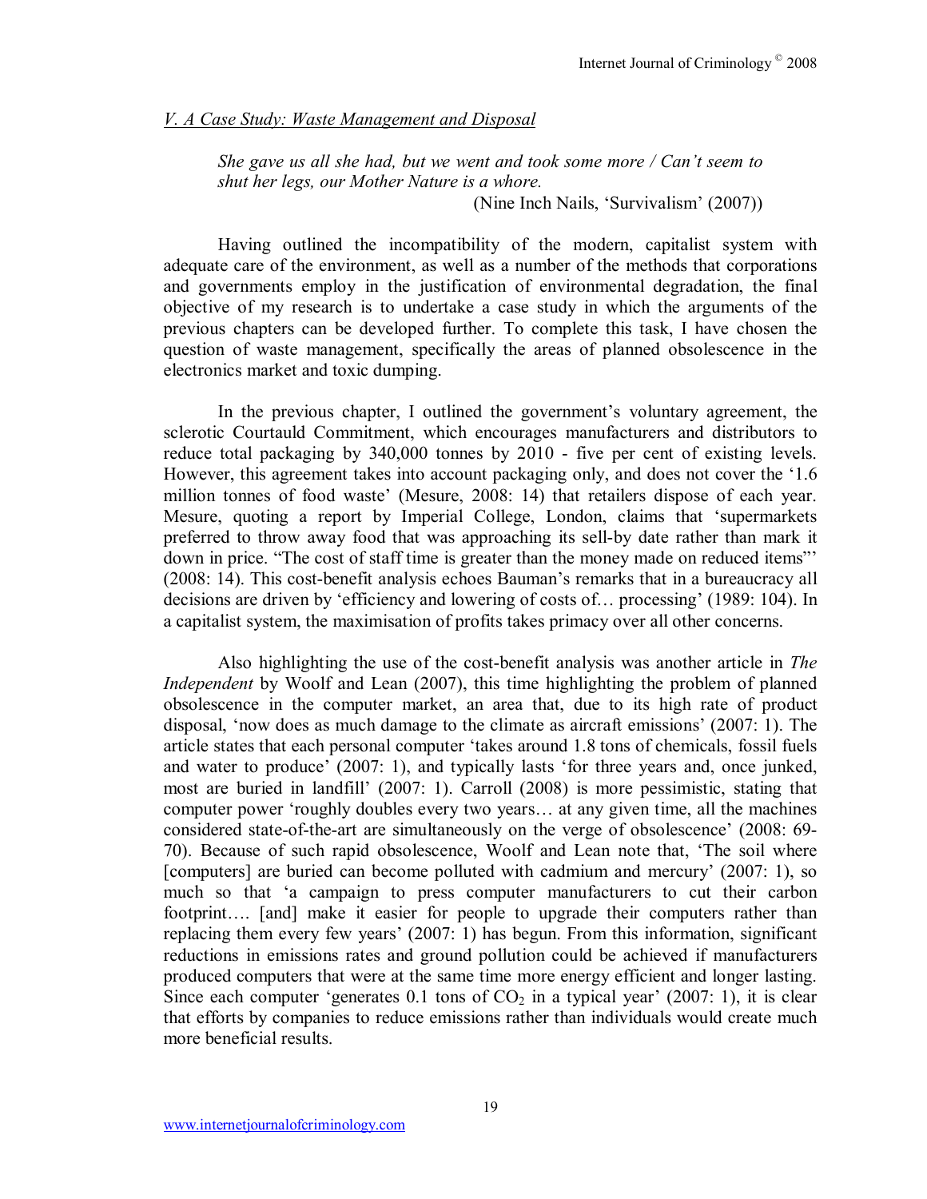*V. A Case Study: Waste Management and Disposal*

> *She gave us all she had, but we went and took some more / Can't seem to shut her legs, our Mother Nature is a whore.*
>
> (Nine Inch Nails, 'Survivalism' (2007))

Having outlined the incompatibility of the modern, capitalist system with adequate care of the environment, as well as a number of the methods that corporations and governments employ in the justification of environmental degradation, the final objective of my research is to undertake a case study in which the arguments of the previous chapters can be developed further. To complete this task, I have chosen the question of waste management, specifically the areas of planned obsolescence in the electronics market and toxic dumping.

In the previous chapter, I outlined the government's voluntary agreement, the sclerotic Courtauld Commitment, which encourages manufacturers and distributors to reduce total packaging by 340,000 tonnes by 2010 - five per cent of existing levels. However, this agreement takes into account packaging only, and does not cover the '1.6 million tonnes of food waste' (Mesure, 2008: 14) that retailers dispose of each year. Mesure, quoting a report by Imperial College, London, claims that 'supermarkets preferred to throw away food that was approaching its sell-by date rather than mark it down in price. "The cost of staff time is greater than the money made on reduced items"' (2008: 14). This cost-benefit analysis echoes Bauman's remarks that in a bureaucracy all decisions are driven by 'efficiency and lowering of costs of… processing' (1989: 104). In a capitalist system, the maximisation of profits takes primacy over all other concerns.

Also highlighting the use of the cost-benefit analysis was another article in *The Independent* by Woolf and Lean (2007), this time highlighting the problem of planned obsolescence in the computer market, an area that, due to its high rate of product disposal, 'now does as much damage to the climate as aircraft emissions' (2007: 1). The article states that each personal computer 'takes around 1.8 tons of chemicals, fossil fuels and water to produce' (2007: 1), and typically lasts 'for three years and, once junked, most are buried in landfill' (2007: 1). Carroll (2008) is more pessimistic, stating that computer power 'roughly doubles every two years… at any given time, all the machines considered state-of-the-art are simultaneously on the verge of obsolescence' (2008: 69-70). Because of such rapid obsolescence, Woolf and Lean note that, 'The soil where [computers] are buried can become polluted with cadmium and mercury' (2007: 1), so much so that 'a campaign to press computer manufacturers to cut their carbon footprint…. [and] make it easier for people to upgrade their computers rather than replacing them every few years' (2007: 1) has begun. From this information, significant reductions in emissions rates and ground pollution could be achieved if manufacturers produced computers that were at the same time more energy efficient and longer lasting. Since each computer 'generates 0.1 tons of $CO_2$ in a typical year' (2007: 1), it is clear that efforts by companies to reduce emissions rather than individuals would create much more beneficial results.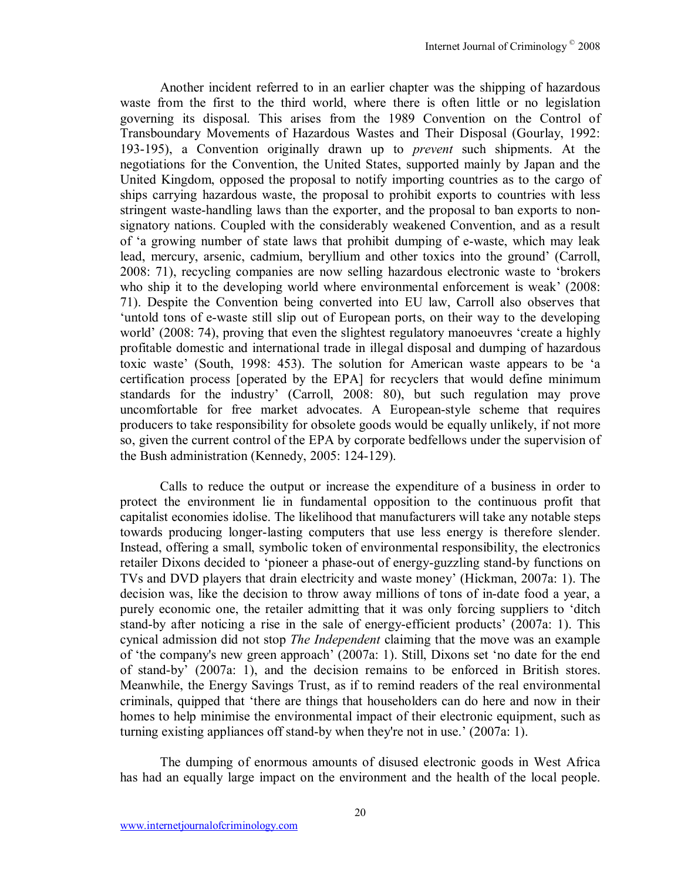Another incident referred to in an earlier chapter was the shipping of hazardous waste from the first to the third world, where there is often little or no legislation governing its disposal. This arises from the 1989 Convention on the Control of Transboundary Movements of Hazardous Wastes and Their Disposal (Gourlay, 1992: 193-195), a Convention originally drawn up to *prevent* such shipments. At the negotiations for the Convention, the United States, supported mainly by Japan and the United Kingdom, opposed the proposal to notify importing countries as to the cargo of ships carrying hazardous waste, the proposal to prohibit exports to countries with less stringent waste-handling laws than the exporter, and the proposal to ban exports to non-signatory nations. Coupled with the considerably weakened Convention, and as a result of 'a growing number of state laws that prohibit dumping of e-waste, which may leak lead, mercury, arsenic, cadmium, beryllium and other toxics into the ground' (Carroll, 2008: 71), recycling companies are now selling hazardous electronic waste to 'brokers who ship it to the developing world where environmental enforcement is weak' (2008: 71). Despite the Convention being converted into EU law, Carroll also observes that 'untold tons of e-waste still slip out of European ports, on their way to the developing world' (2008: 74), proving that even the slightest regulatory manoeuvres 'create a highly profitable domestic and international trade in illegal disposal and dumping of hazardous toxic waste' (South, 1998: 453). The solution for American waste appears to be 'a certification process [operated by the EPA] for recyclers that would define minimum standards for the industry' (Carroll, 2008: 80), but such regulation may prove uncomfortable for free market advocates. A European-style scheme that requires producers to take responsibility for obsolete goods would be equally unlikely, if not more so, given the current control of the EPA by corporate bedfellows under the supervision of the Bush administration (Kennedy, 2005: 124-129).

Calls to reduce the output or increase the expenditure of a business in order to protect the environment lie in fundamental opposition to the continuous profit that capitalist economies idolise. The likelihood that manufacturers will take any notable steps towards producing longer-lasting computers that use less energy is therefore slender. Instead, offering a small, symbolic token of environmental responsibility, the electronics retailer Dixons decided to 'pioneer a phase-out of energy-guzzling stand-by functions on TVs and DVD players that drain electricity and waste money' (Hickman, 2007a: 1). The decision was, like the decision to throw away millions of tons of in-date food a year, a purely economic one, the retailer admitting that it was only forcing suppliers to 'ditch stand-by after noticing a rise in the sale of energy-efficient products' (2007a: 1). This cynical admission did not stop *The Independent* claiming that the move was an example of 'the company's new green approach' (2007a: 1). Still, Dixons set 'no date for the end of stand-by' (2007a: 1), and the decision remains to be enforced in British stores. Meanwhile, the Energy Savings Trust, as if to remind readers of the real environmental criminals, quipped that 'there are things that householders can do here and now in their homes to help minimise the environmental impact of their electronic equipment, such as turning existing appliances off stand-by when they're not in use.' (2007a: 1).

The dumping of enormous amounts of disused electronic goods in West Africa has had an equally large impact on the environment and the health of the local people.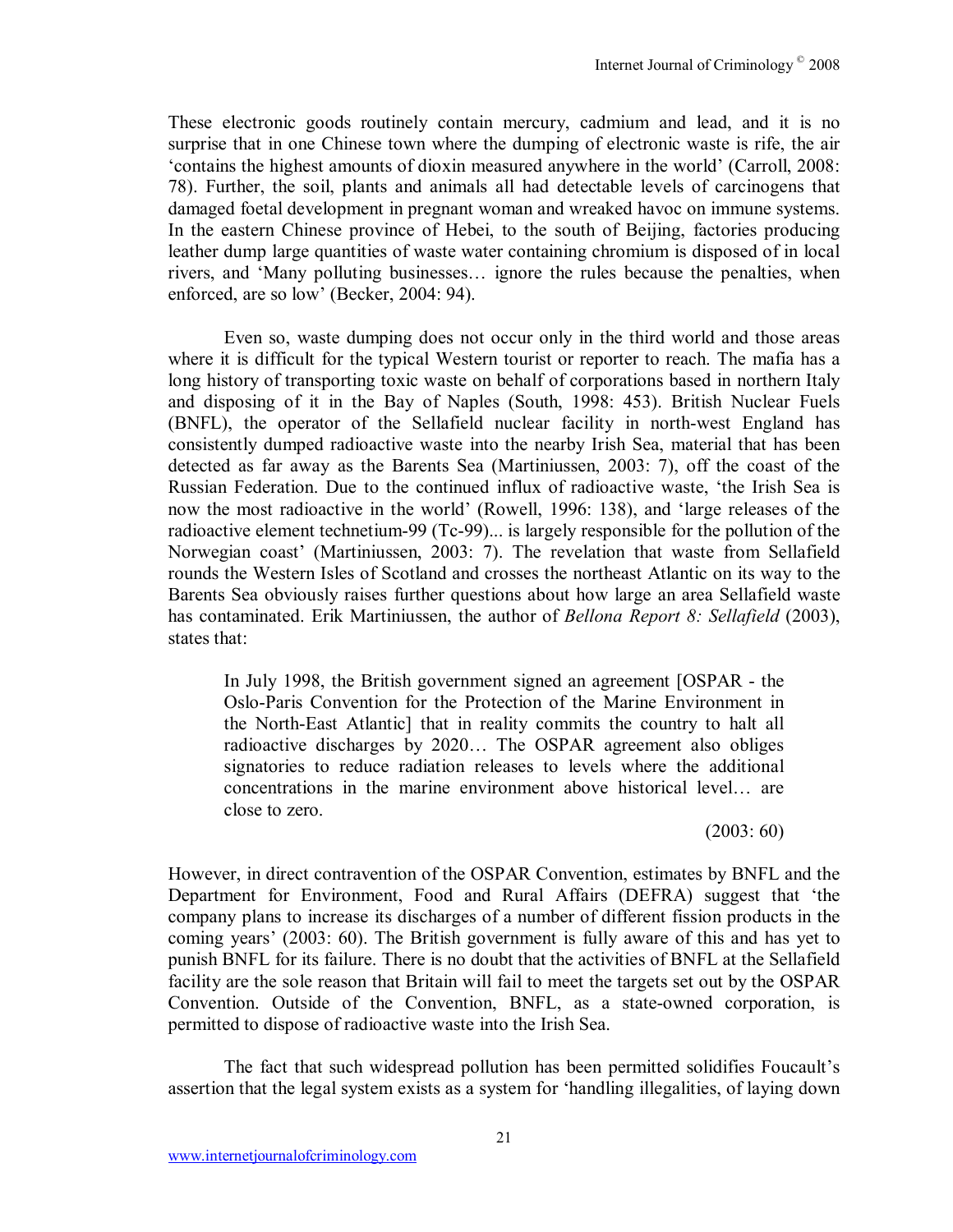These electronic goods routinely contain mercury, cadmium and lead, and it is no surprise that in one Chinese town where the dumping of electronic waste is rife, the air 'contains the highest amounts of dioxin measured anywhere in the world' (Carroll, 2008: 78). Further, the soil, plants and animals all had detectable levels of carcinogens that damaged foetal development in pregnant woman and wreaked havoc on immune systems. In the eastern Chinese province of Hebei, to the south of Beijing, factories producing leather dump large quantities of waste water containing chromium is disposed of in local rivers, and 'Many polluting businesses… ignore the rules because the penalties, when enforced, are so low' (Becker, 2004: 94).

Even so, waste dumping does not occur only in the third world and those areas where it is difficult for the typical Western tourist or reporter to reach. The mafia has a long history of transporting toxic waste on behalf of corporations based in northern Italy and disposing of it in the Bay of Naples (South, 1998: 453). British Nuclear Fuels (BNFL), the operator of the Sellafield nuclear facility in north-west England has consistently dumped radioactive waste into the nearby Irish Sea, material that has been detected as far away as the Barents Sea (Martiniussen, 2003: 7), off the coast of the Russian Federation. Due to the continued influx of radioactive waste, 'the Irish Sea is now the most radioactive in the world' (Rowell, 1996: 138), and 'large releases of the radioactive element technetium-99 (Tc-99)... is largely responsible for the pollution of the Norwegian coast' (Martiniussen, 2003: 7). The revelation that waste from Sellafield rounds the Western Isles of Scotland and crosses the northeast Atlantic on its way to the Barents Sea obviously raises further questions about how large an area Sellafield waste has contaminated. Erik Martiniussen, the author of *Bellona Report 8: Sellafield* (2003), states that:

> In July 1998, the British government signed an agreement [OSPAR - the Oslo-Paris Convention for the Protection of the Marine Environment in the North-East Atlantic] that in reality commits the country to halt all radioactive discharges by 2020… The OSPAR agreement also obliges signatories to reduce radiation releases to levels where the additional concentrations in the marine environment above historical level… are close to zero.
>
> (2003: 60)

However, in direct contravention of the OSPAR Convention, estimates by BNFL and the Department for Environment, Food and Rural Affairs (DEFRA) suggest that 'the company plans to increase its discharges of a number of different fission products in the coming years' (2003: 60). The British government is fully aware of this and has yet to punish BNFL for its failure. There is no doubt that the activities of BNFL at the Sellafield facility are the sole reason that Britain will fail to meet the targets set out by the OSPAR Convention. Outside of the Convention, BNFL, as a state-owned corporation, is permitted to dispose of radioactive waste into the Irish Sea.

The fact that such widespread pollution has been permitted solidifies Foucault's assertion that the legal system exists as a system for 'handling illegalities, of laying down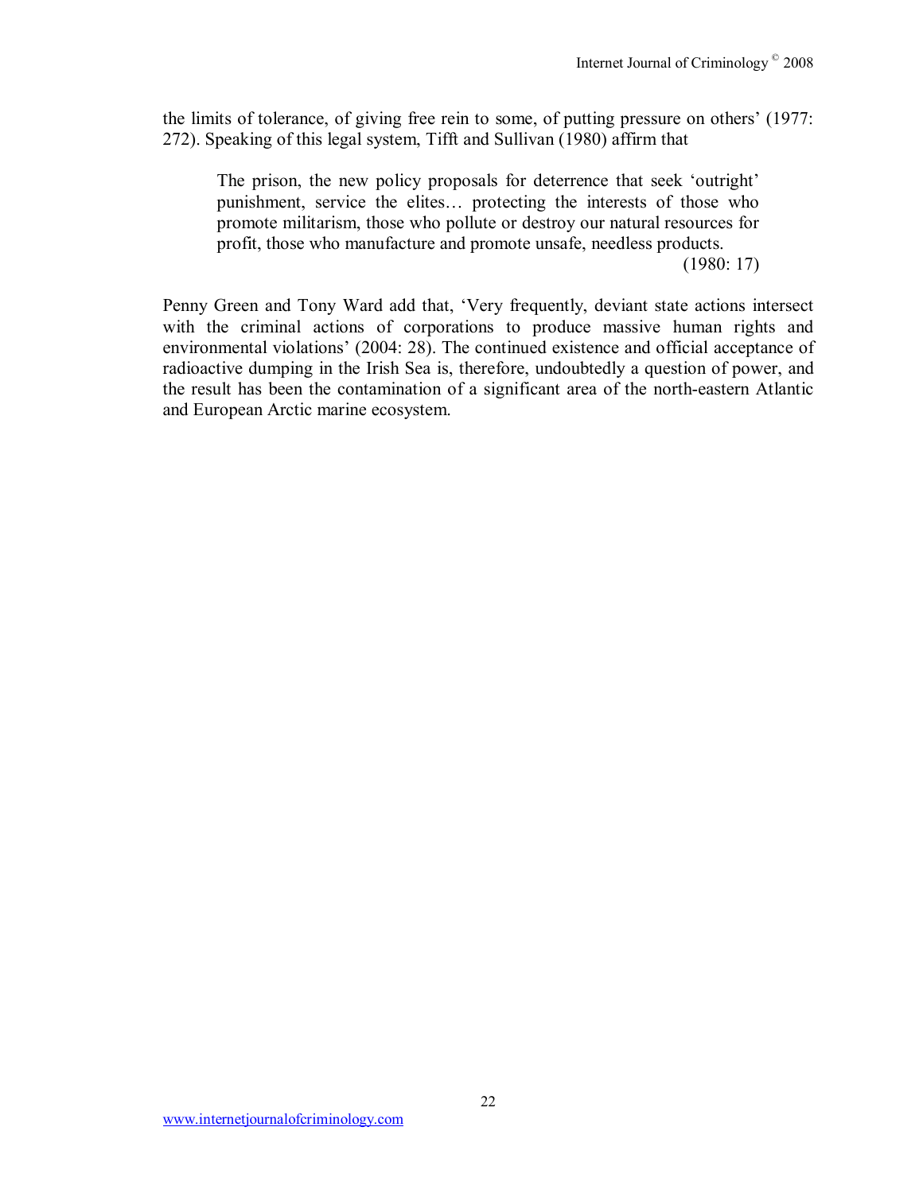the limits of tolerance, of giving free rein to some, of putting pressure on others' (1977: 272). Speaking of this legal system, Tifft and Sullivan (1980) affirm that

> The prison, the new policy proposals for deterrence that seek 'outright' punishment, service the elites… protecting the interests of those who promote militarism, those who pollute or destroy our natural resources for profit, those who manufacture and promote unsafe, needless products.
> (1980: 17)

Penny Green and Tony Ward add that, 'Very frequently, deviant state actions intersect with the criminal actions of corporations to produce massive human rights and environmental violations' (2004: 28). The continued existence and official acceptance of radioactive dumping in the Irish Sea is, therefore, undoubtedly a question of power, and the result has been the contamination of a significant area of the north-eastern Atlantic and European Arctic marine ecosystem.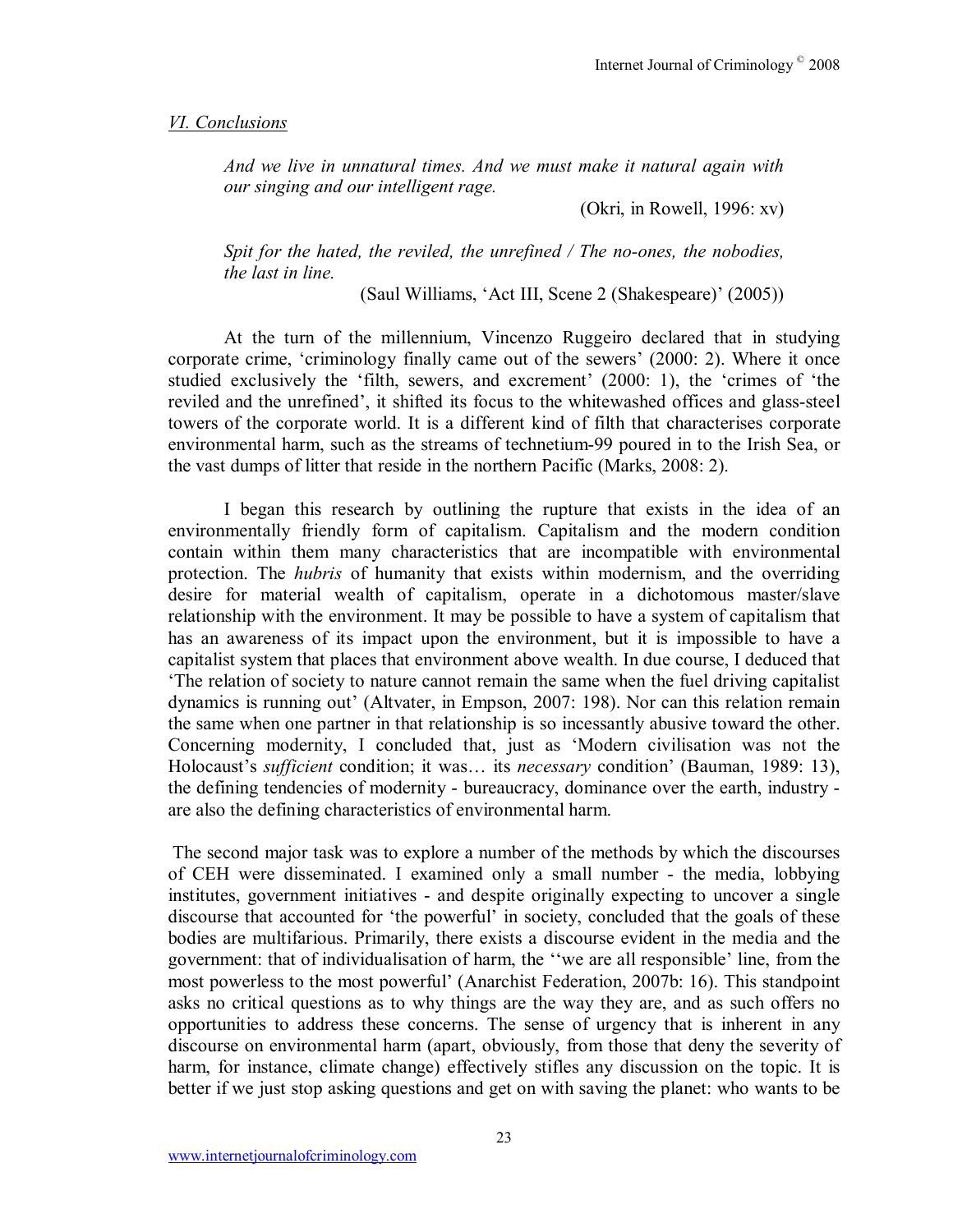## *VI. Conclusions*

> *And we live in unnatural times. And we must make it natural again with our singing and our intelligent rage.*
>
> (Okri, in Rowell, 1996: xv)

> *Spit for the hated, the reviled, the unrefined / The no-ones, the nobodies, the last in line.*
>
> (Saul Williams, 'Act III, Scene 2 (Shakespeare)' (2005))

At the turn of the millennium, Vincenzo Ruggeiro declared that in studying corporate crime, 'criminology finally came out of the sewers' (2000: 2). Where it once studied exclusively the 'filth, sewers, and excrement' (2000: 1), the 'crimes of 'the reviled and the unrefined', it shifted its focus to the whitewashed offices and glass-steel towers of the corporate world. It is a different kind of filth that characterises corporate environmental harm, such as the streams of technetium-99 poured in to the Irish Sea, or the vast dumps of litter that reside in the northern Pacific (Marks, 2008: 2).

I began this research by outlining the rupture that exists in the idea of an environmentally friendly form of capitalism. Capitalism and the modern condition contain within them many characteristics that are incompatible with environmental protection. The *hubris* of humanity that exists within modernism, and the overriding desire for material wealth of capitalism, operate in a dichotomous master/slave relationship with the environment. It may be possible to have a system of capitalism that has an awareness of its impact upon the environment, but it is impossible to have a capitalist system that places that environment above wealth. In due course, I deduced that 'The relation of society to nature cannot remain the same when the fuel driving capitalist dynamics is running out' (Altvater, in Empson, 2007: 198). Nor can this relation remain the same when one partner in that relationship is so incessantly abusive toward the other. Concerning modernity, I concluded that, just as 'Modern civilisation was not the Holocaust's *sufficient* condition; it was… its *necessary* condition' (Bauman, 1989: 13), the defining tendencies of modernity - bureaucracy, dominance over the earth, industry - are also the defining characteristics of environmental harm.

The second major task was to explore a number of the methods by which the discourses of CEH were disseminated. I examined only a small number - the media, lobbying institutes, government initiatives - and despite originally expecting to uncover a single discourse that accounted for 'the powerful' in society, concluded that the goals of these bodies are multifarious. Primarily, there exists a discourse evident in the media and the government: that of individualisation of harm, the ''we are all responsible' line, from the most powerless to the most powerful' (Anarchist Federation, 2007b: 16). This standpoint asks no critical questions as to why things are the way they are, and as such offers no opportunities to address these concerns. The sense of urgency that is inherent in any discourse on environmental harm (apart, obviously, from those that deny the severity of harm, for instance, climate change) effectively stifles any discussion on the topic. It is better if we just stop asking questions and get on with saving the planet: who wants to be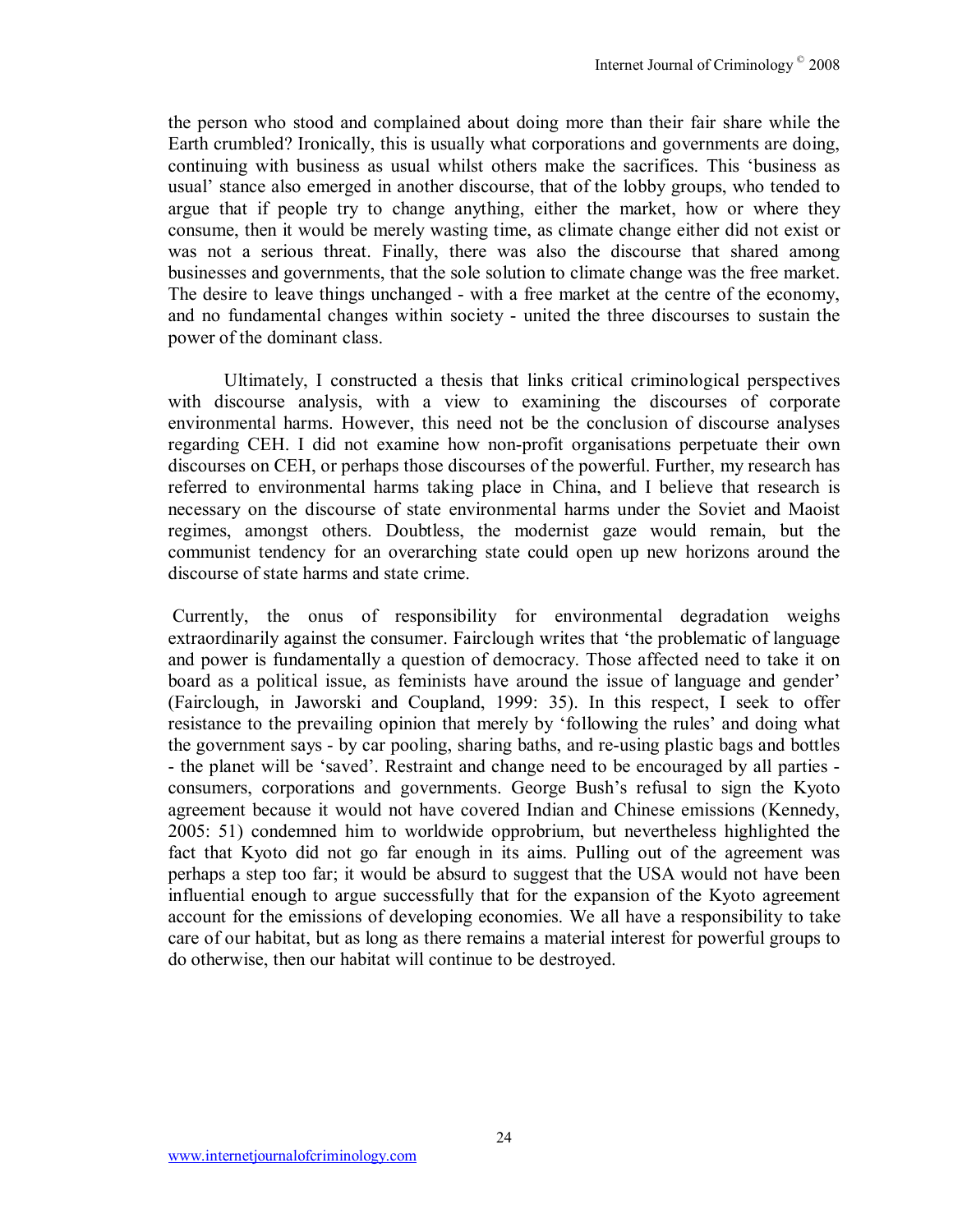the person who stood and complained about doing more than their fair share while the Earth crumbled? Ironically, this is usually what corporations and governments are doing, continuing with business as usual whilst others make the sacrifices. This 'business as usual' stance also emerged in another discourse, that of the lobby groups, who tended to argue that if people try to change anything, either the market, how or where they consume, then it would be merely wasting time, as climate change either did not exist or was not a serious threat. Finally, there was also the discourse that shared among businesses and governments, that the sole solution to climate change was the free market. The desire to leave things unchanged - with a free market at the centre of the economy, and no fundamental changes within society - united the three discourses to sustain the power of the dominant class.

Ultimately, I constructed a thesis that links critical criminological perspectives with discourse analysis, with a view to examining the discourses of corporate environmental harms. However, this need not be the conclusion of discourse analyses regarding CEH. I did not examine how non-profit organisations perpetuate their own discourses on CEH, or perhaps those discourses of the powerful. Further, my research has referred to environmental harms taking place in China, and I believe that research is necessary on the discourse of state environmental harms under the Soviet and Maoist regimes, amongst others. Doubtless, the modernist gaze would remain, but the communist tendency for an overarching state could open up new horizons around the discourse of state harms and state crime.

Currently, the onus of responsibility for environmental degradation weighs extraordinarily against the consumer. Fairclough writes that 'the problematic of language and power is fundamentally a question of democracy. Those affected need to take it on board as a political issue, as feminists have around the issue of language and gender' (Fairclough, in Jaworski and Coupland, 1999: 35). In this respect, I seek to offer resistance to the prevailing opinion that merely by 'following the rules' and doing what the government says - by car pooling, sharing baths, and re-using plastic bags and bottles - the planet will be 'saved'. Restraint and change need to be encouraged by all parties - consumers, corporations and governments. George Bush's refusal to sign the Kyoto agreement because it would not have covered Indian and Chinese emissions (Kennedy, 2005: 51) condemned him to worldwide opprobrium, but nevertheless highlighted the fact that Kyoto did not go far enough in its aims. Pulling out of the agreement was perhaps a step too far; it would be absurd to suggest that the USA would not have been influential enough to argue successfully that for the expansion of the Kyoto agreement account for the emissions of developing economies. We all have a responsibility to take care of our habitat, but as long as there remains a material interest for powerful groups to do otherwise, then our habitat will continue to be destroyed.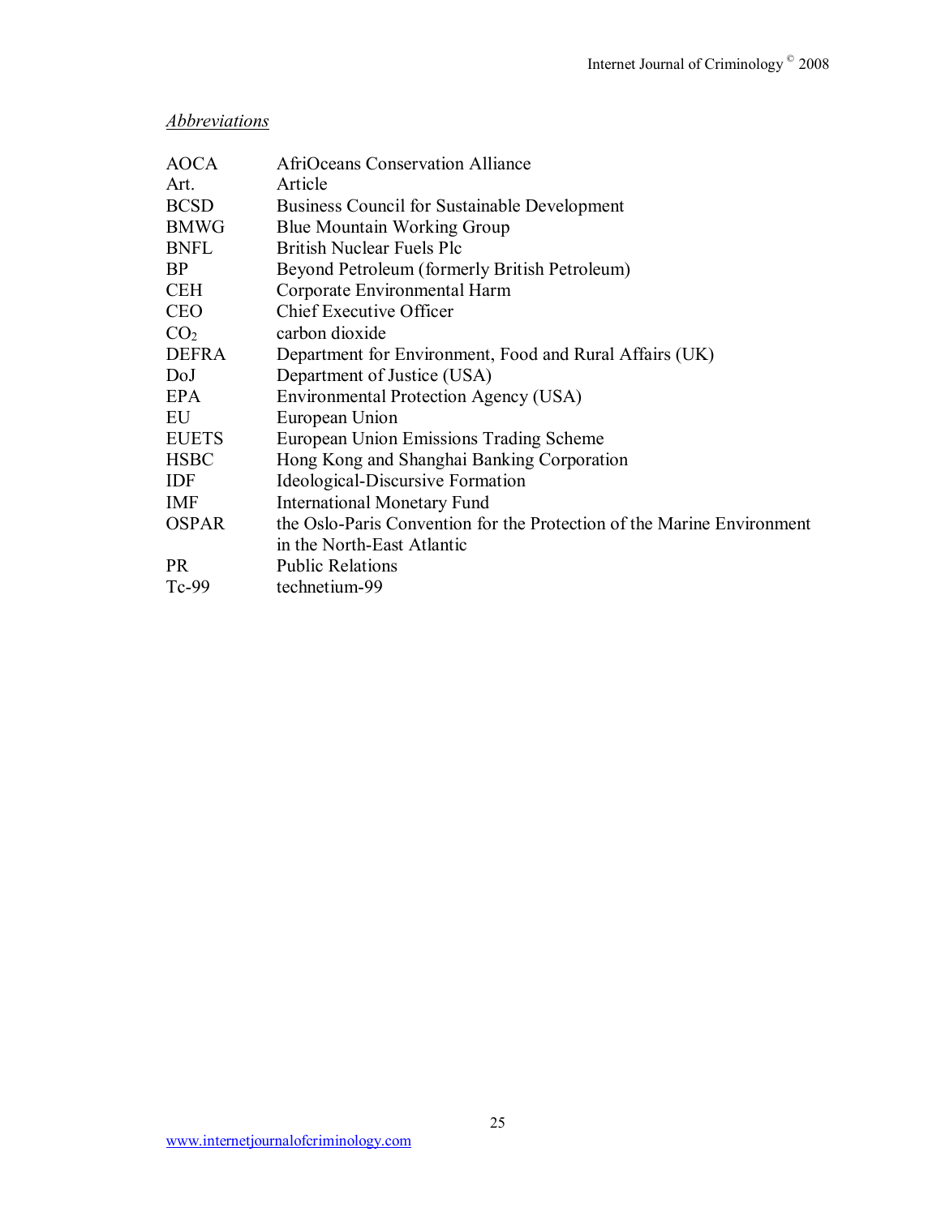*Abbreviations*

| | |
|---|---|
| AOCA | AfriOceans Conservation Alliance |
| Art. | Article |
| BCSD | Business Council for Sustainable Development |
| BMWG | Blue Mountain Working Group |
| BNFL | British Nuclear Fuels Plc |
| BP | Beyond Petroleum (formerly British Petroleum) |
| CEH | Corporate Environmental Harm |
| CEO | Chief Executive Officer |
| $CO_2$ | carbon dioxide |
| DEFRA | Department for Environment, Food and Rural Affairs (UK) |
| DoJ | Department of Justice (USA) |
| EPA | Environmental Protection Agency (USA) |
| EU | European Union |
| EUETS | European Union Emissions Trading Scheme |
| HSBC | Hong Kong and Shanghai Banking Corporation |
| IDF | Ideological-Discursive Formation |
| IMF | International Monetary Fund |
| OSPAR | the Oslo-Paris Convention for the Protection of the Marine Environment in the North-East Atlantic |
| PR | Public Relations |
| Tc-99 | technetium-99 |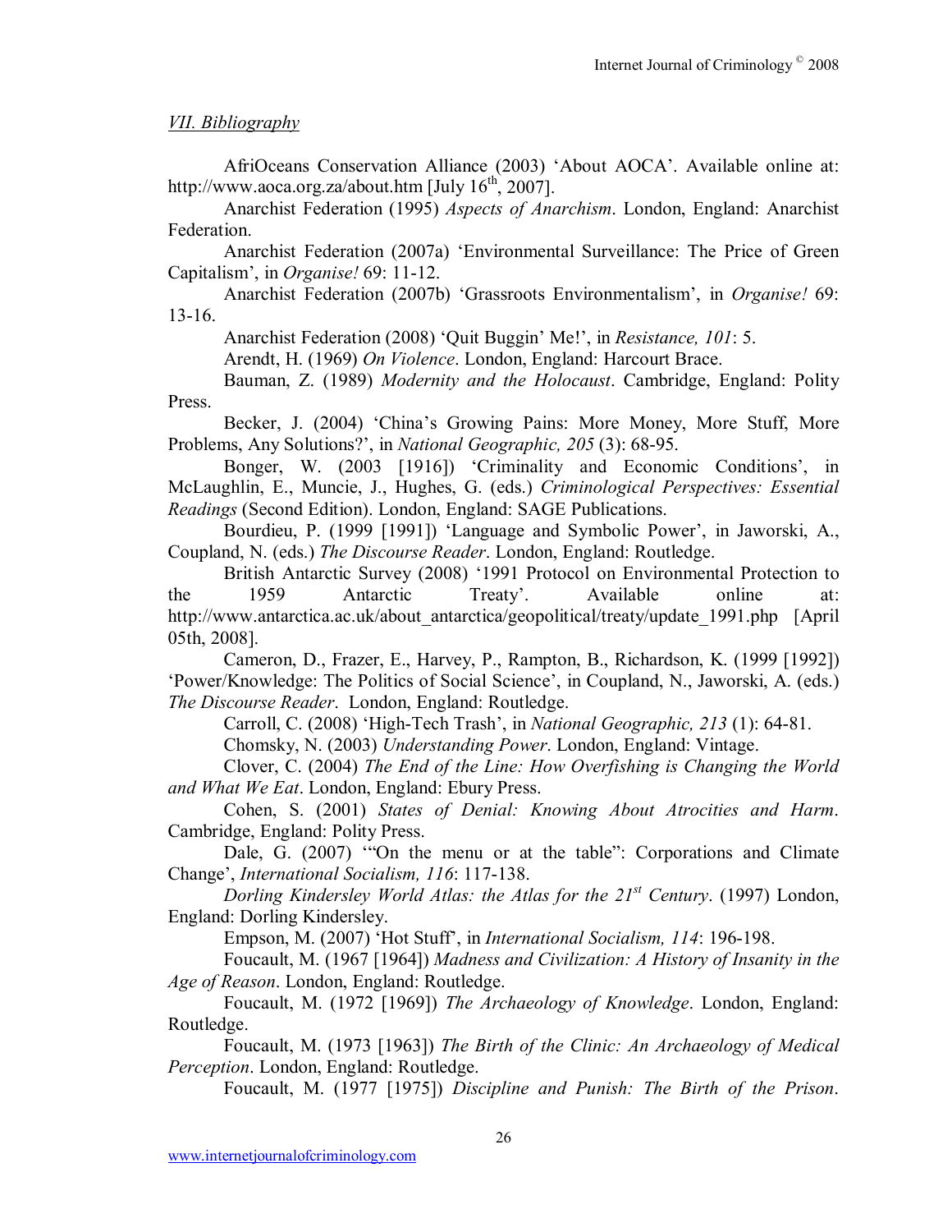## *VII. Bibliography*

AfriOceans Conservation Alliance (2003) 'About AOCA'. Available online at: http://www.aoca.org.za/about.htm [July 16th, 2007].

Anarchist Federation (1995) *Aspects of Anarchism*. London, England: Anarchist Federation.

Anarchist Federation (2007a) 'Environmental Surveillance: The Price of Green Capitalism', in *Organise!* 69: 11-12.

Anarchist Federation (2007b) 'Grassroots Environmentalism', in *Organise!* 69: 13-16.

Anarchist Federation (2008) 'Quit Buggin' Me!', in *Resistance, 101*: 5.

Arendt, H. (1969) *On Violence*. London, England: Harcourt Brace.

Bauman, Z. (1989) *Modernity and the Holocaust*. Cambridge, England: Polity Press.

Becker, J. (2004) 'China's Growing Pains: More Money, More Stuff, More Problems, Any Solutions?', in *National Geographic, 205* (3): 68-95.

Bonger, W. (2003 [1916]) 'Criminality and Economic Conditions', in McLaughlin, E., Muncie, J., Hughes, G. (eds.) *Criminological Perspectives: Essential Readings* (Second Edition). London, England: SAGE Publications.

Bourdieu, P. (1999 [1991]) 'Language and Symbolic Power', in Jaworski, A., Coupland, N. (eds.) *The Discourse Reader*. London, England: Routledge.

British Antarctic Survey (2008) '1991 Protocol on Environmental Protection to the 1959 Antarctic Treaty'. Available online at: http://www.antarctica.ac.uk/about_antarctica/geopolitical/treaty/update_1991.php [April 05th, 2008].

Cameron, D., Frazer, E., Harvey, P., Rampton, B., Richardson, K. (1999 [1992]) 'Power/Knowledge: The Politics of Social Science', in Coupland, N., Jaworski, A. (eds.) *The Discourse Reader*. London, England: Routledge.

Carroll, C. (2008) 'High-Tech Trash', in *National Geographic, 213* (1): 64-81.

Chomsky, N. (2003) *Understanding Power*. London, England: Vintage.

Clover, C. (2004) *The End of the Line: How Overfishing is Changing the World and What We Eat*. London, England: Ebury Press.

Cohen, S. (2001) *States of Denial: Knowing About Atrocities and Harm*. Cambridge, England: Polity Press.

Dale, G. (2007) '"On the menu or at the table": Corporations and Climate Change', *International Socialism, 116*: 117-138.

*Dorling Kindersley World Atlas: the Atlas for the 21st Century*. (1997) London, England: Dorling Kindersley.

Empson, M. (2007) 'Hot Stuff', in *International Socialism, 114*: 196-198.

Foucault, M. (1967 [1964]) *Madness and Civilization: A History of Insanity in the Age of Reason*. London, England: Routledge.

Foucault, M. (1972 [1969]) *The Archaeology of Knowledge*. London, England: Routledge.

Foucault, M. (1973 [1963]) *The Birth of the Clinic: An Archaeology of Medical Perception*. London, England: Routledge.

Foucault, M. (1977 [1975]) *Discipline and Punish: The Birth of the Prison*.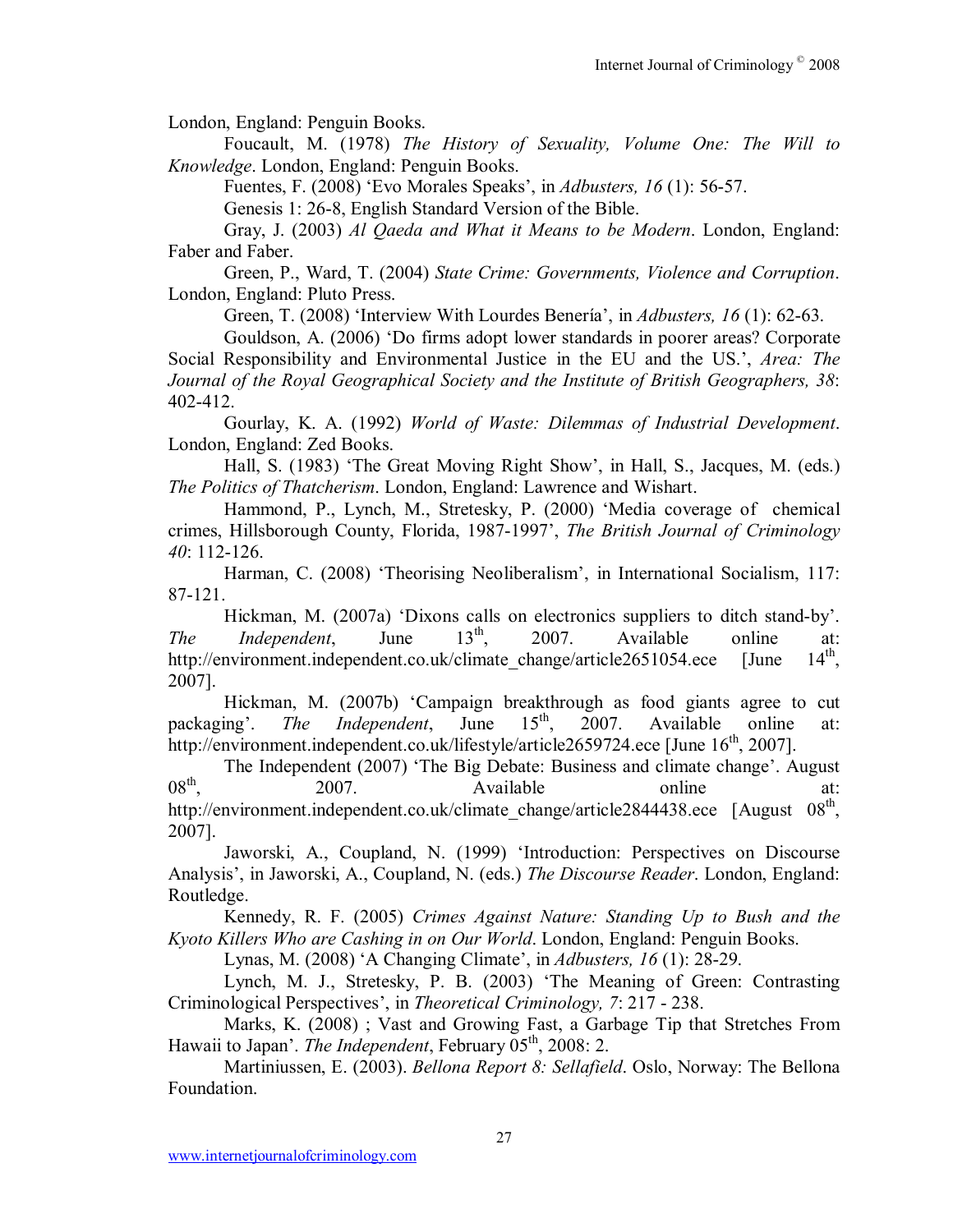London, England: Penguin Books.

Foucault, M. (1978) *The History of Sexuality, Volume One: The Will to Knowledge*. London, England: Penguin Books.

Fuentes, F. (2008) 'Evo Morales Speaks', in *Adbusters, 16* (1): 56-57.

Genesis 1: 26-8, English Standard Version of the Bible.

Gray, J. (2003) *Al Qaeda and What it Means to be Modern*. London, England: Faber and Faber.

Green, P., Ward, T. (2004) *State Crime: Governments, Violence and Corruption*. London, England: Pluto Press.

Green, T. (2008) 'Interview With Lourdes Benería', in *Adbusters, 16* (1): 62-63.

Gouldson, A. (2006) 'Do firms adopt lower standards in poorer areas? Corporate Social Responsibility and Environmental Justice in the EU and the US.', *Area: The Journal of the Royal Geographical Society and the Institute of British Geographers, 38*: 402-412.

Gourlay, K. A. (1992) *World of Waste: Dilemmas of Industrial Development*. London, England: Zed Books.

Hall, S. (1983) 'The Great Moving Right Show', in Hall, S., Jacques, M. (eds.) *The Politics of Thatcherism*. London, England: Lawrence and Wishart.

Hammond, P., Lynch, M., Stretesky, P. (2000) 'Media coverage of chemical crimes, Hillsborough County, Florida, 1987-1997', *The British Journal of Criminology 40*: 112-126.

Harman, C. (2008) 'Theorising Neoliberalism', in International Socialism, 117: 87-121.

Hickman, M. (2007a) 'Dixons calls on electronics suppliers to ditch stand-by'. *The Independent*, June 13th, 2007. Available online at: http://environment.independent.co.uk/climate_change/article2651054.ece [June 14th, 2007].

Hickman, M. (2007b) 'Campaign breakthrough as food giants agree to cut packaging'. *The Independent*, June 15th, 2007. Available online at: http://environment.independent.co.uk/lifestyle/article2659724.ece [June 16th, 2007].

The Independent (2007) 'The Big Debate: Business and climate change'. August 08th, 2007. Available online at: http://environment.independent.co.uk/climate_change/article2844438.ece [August 08th, 2007].

Jaworski, A., Coupland, N. (1999) 'Introduction: Perspectives on Discourse Analysis', in Jaworski, A., Coupland, N. (eds.) *The Discourse Reader*. London, England: Routledge.

Kennedy, R. F. (2005) *Crimes Against Nature: Standing Up to Bush and the Kyoto Killers Who are Cashing in on Our World*. London, England: Penguin Books.

Lynas, M. (2008) 'A Changing Climate', in *Adbusters, 16* (1): 28-29.

Lynch, M. J., Stretesky, P. B. (2003) 'The Meaning of Green: Contrasting Criminological Perspectives', in *Theoretical Criminology, 7*: 217 - 238.

Marks, K. (2008) ; Vast and Growing Fast, a Garbage Tip that Stretches From Hawaii to Japan'. *The Independent*, February 05th, 2008: 2.

Martiniussen, E. (2003). *Bellona Report 8: Sellafield*. Oslo, Norway: The Bellona Foundation.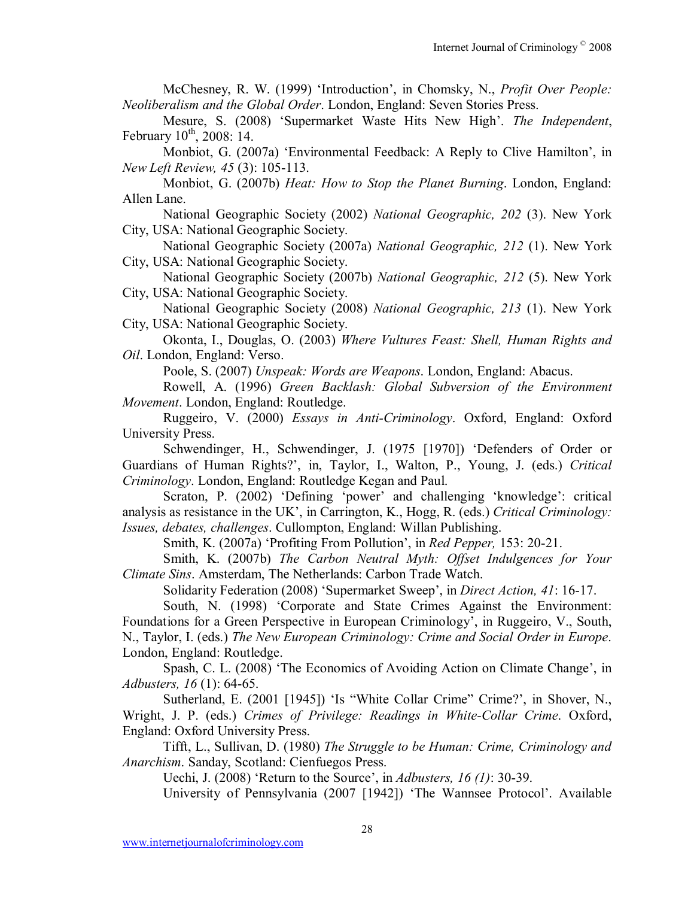McChesney, R. W. (1999) 'Introduction', in Chomsky, N., *Profit Over People: Neoliberalism and the Global Order*. London, England: Seven Stories Press.

Mesure, S. (2008) 'Supermarket Waste Hits New High'. *The Independent*, February 10th, 2008: 14.

Monbiot, G. (2007a) 'Environmental Feedback: A Reply to Clive Hamilton', in *New Left Review, 45* (3): 105-113.

Monbiot, G. (2007b) *Heat: How to Stop the Planet Burning*. London, England: Allen Lane.

National Geographic Society (2002) *National Geographic, 202* (3). New York City, USA: National Geographic Society.

National Geographic Society (2007a) *National Geographic, 212* (1). New York City, USA: National Geographic Society.

National Geographic Society (2007b) *National Geographic, 212* (5). New York City, USA: National Geographic Society.

National Geographic Society (2008) *National Geographic, 213* (1). New York City, USA: National Geographic Society.

Okonta, I., Douglas, O. (2003) *Where Vultures Feast: Shell, Human Rights and Oil*. London, England: Verso.

Poole, S. (2007) *Unspeak: Words are Weapons*. London, England: Abacus.

Rowell, A. (1996) *Green Backlash: Global Subversion of the Environment Movement*. London, England: Routledge.

Ruggeiro, V. (2000) *Essays in Anti-Criminology*. Oxford, England: Oxford University Press.

Schwendinger, H., Schwendinger, J. (1975 [1970]) 'Defenders of Order or Guardians of Human Rights?', in, Taylor, I., Walton, P., Young, J. (eds.) *Critical Criminology*. London, England: Routledge Kegan and Paul.

Scraton, P. (2002) 'Defining 'power' and challenging 'knowledge': critical analysis as resistance in the UK', in Carrington, K., Hogg, R. (eds.) *Critical Criminology: Issues, debates, challenges*. Cullompton, England: Willan Publishing.

Smith, K. (2007a) 'Profiting From Pollution', in *Red Pepper,* 153: 20-21.

Smith, K. (2007b) *The Carbon Neutral Myth: Offset Indulgences for Your Climate Sins*. Amsterdam, The Netherlands: Carbon Trade Watch.

Solidarity Federation (2008) 'Supermarket Sweep', in *Direct Action, 41*: 16-17.

South, N. (1998) 'Corporate and State Crimes Against the Environment: Foundations for a Green Perspective in European Criminology', in Ruggeiro, V., South, N., Taylor, I. (eds.) *The New European Criminology: Crime and Social Order in Europe*. London, England: Routledge.

Spash, C. L. (2008) 'The Economics of Avoiding Action on Climate Change', in *Adbusters, 16* (1): 64-65.

Sutherland, E. (2001 [1945]) 'Is "White Collar Crime" Crime?', in Shover, N., Wright, J. P. (eds.) *Crimes of Privilege: Readings in White-Collar Crime*. Oxford, England: Oxford University Press.

Tifft, L., Sullivan, D. (1980) *The Struggle to be Human: Crime, Criminology and Anarchism*. Sanday, Scotland: Cienfuegos Press.

Uechi, J. (2008) 'Return to the Source', in *Adbusters, 16 (1)*: 30-39.

University of Pennsylvania (2007 [1942]) 'The Wannsee Protocol'. Available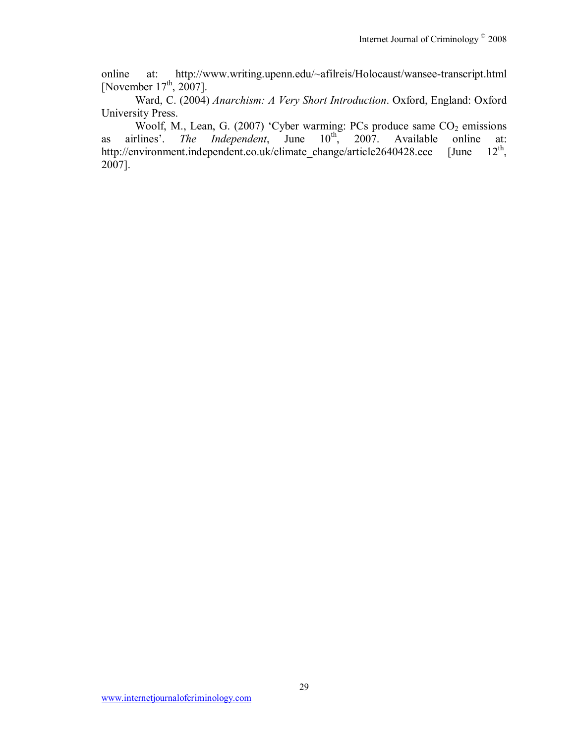online at: http://www.writing.upenn.edu/~afilreis/Holocaust/wansee-transcript.html [November 17th, 2007].

Ward, C. (2004) *Anarchism: A Very Short Introduction*. Oxford, England: Oxford University Press.

Woolf, M., Lean, G. (2007) 'Cyber warming: PCs produce same $CO_2$ emissions as airlines'. *The Independent*, June 10th, 2007. Available online at: http://environment.independent.co.uk/climate_change/article2640428.ece [June 12th, 2007].